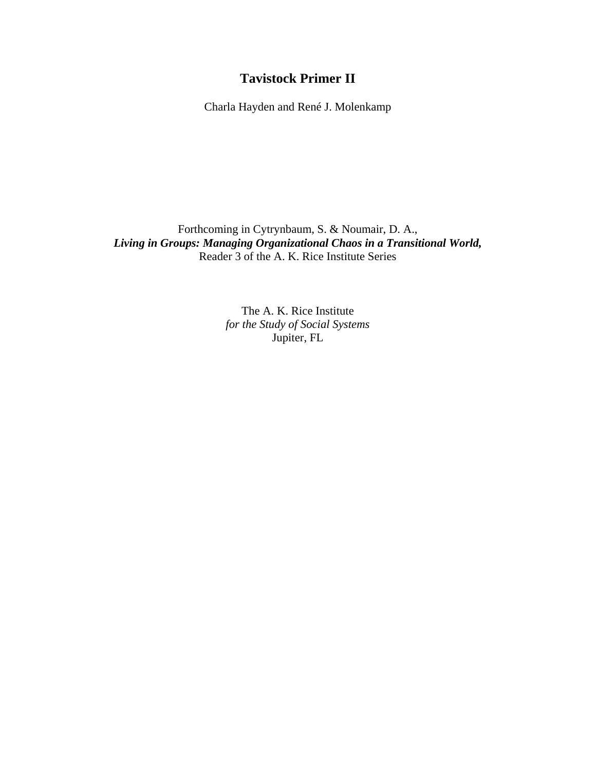# Tavistock Primer II

Charla Hayden and René J. Molenkamp

Forthcoming in Cytrynbaum, S. & Noumair, D. A.,
***Living in Groups: Managing Organizational Chaos in a Transitional World,***
Reader 3 of the A. K. Rice Institute Series

The A. K. Rice Institute
*for the Study of Social Systems*
Jupiter, FL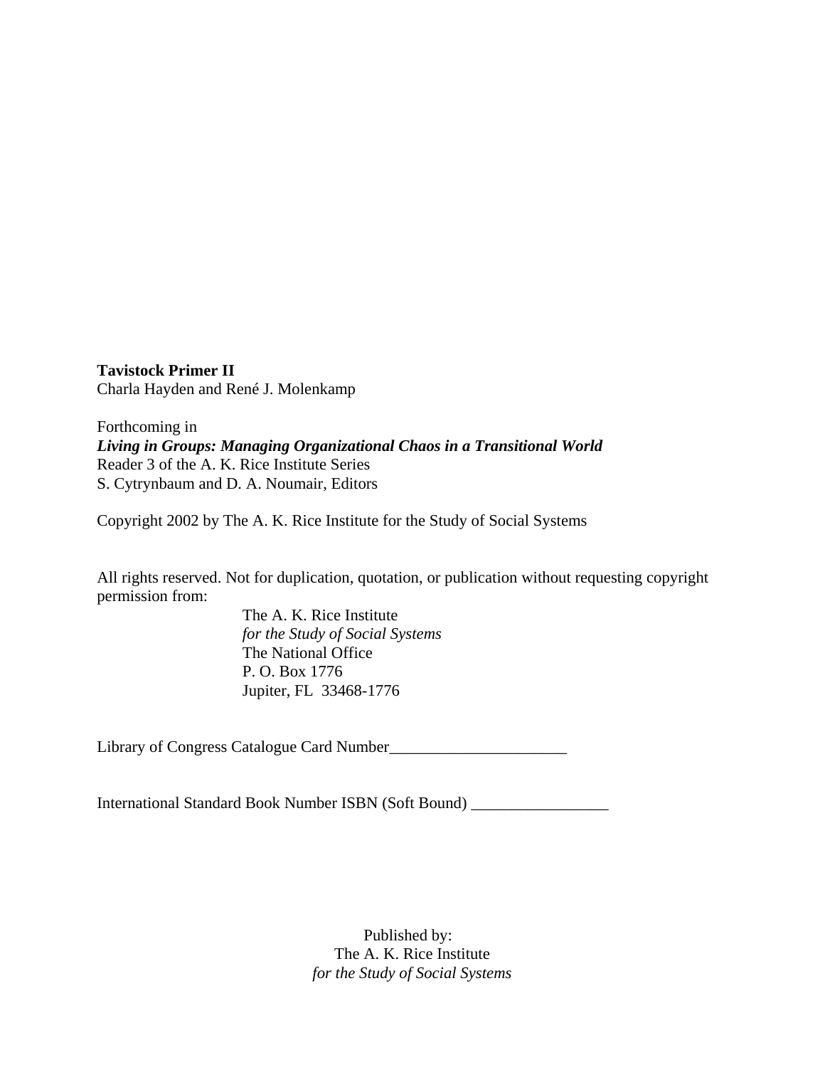**Tavistock Primer II**
Charla Hayden and René J. Molenkamp

Forthcoming in
***Living in Groups: Managing Organizational Chaos in a Transitional World***
Reader 3 of the A. K. Rice Institute Series
S. Cytrynbaum and D. A. Noumair, Editors

Copyright 2002 by The A. K. Rice Institute for the Study of Social Systems

All rights reserved. Not for duplication, quotation, or publication without requesting copyright permission from:

The A. K. Rice Institute
*for the Study of Social Systems*
The National Office
P. O. Box 1776
Jupiter, FL 33468-1776

Library of Congress Catalogue Card Number______________________

International Standard Book Number ISBN (Soft Bound) _________________

Published by:
The A. K. Rice Institute
*for the Study of Social Systems*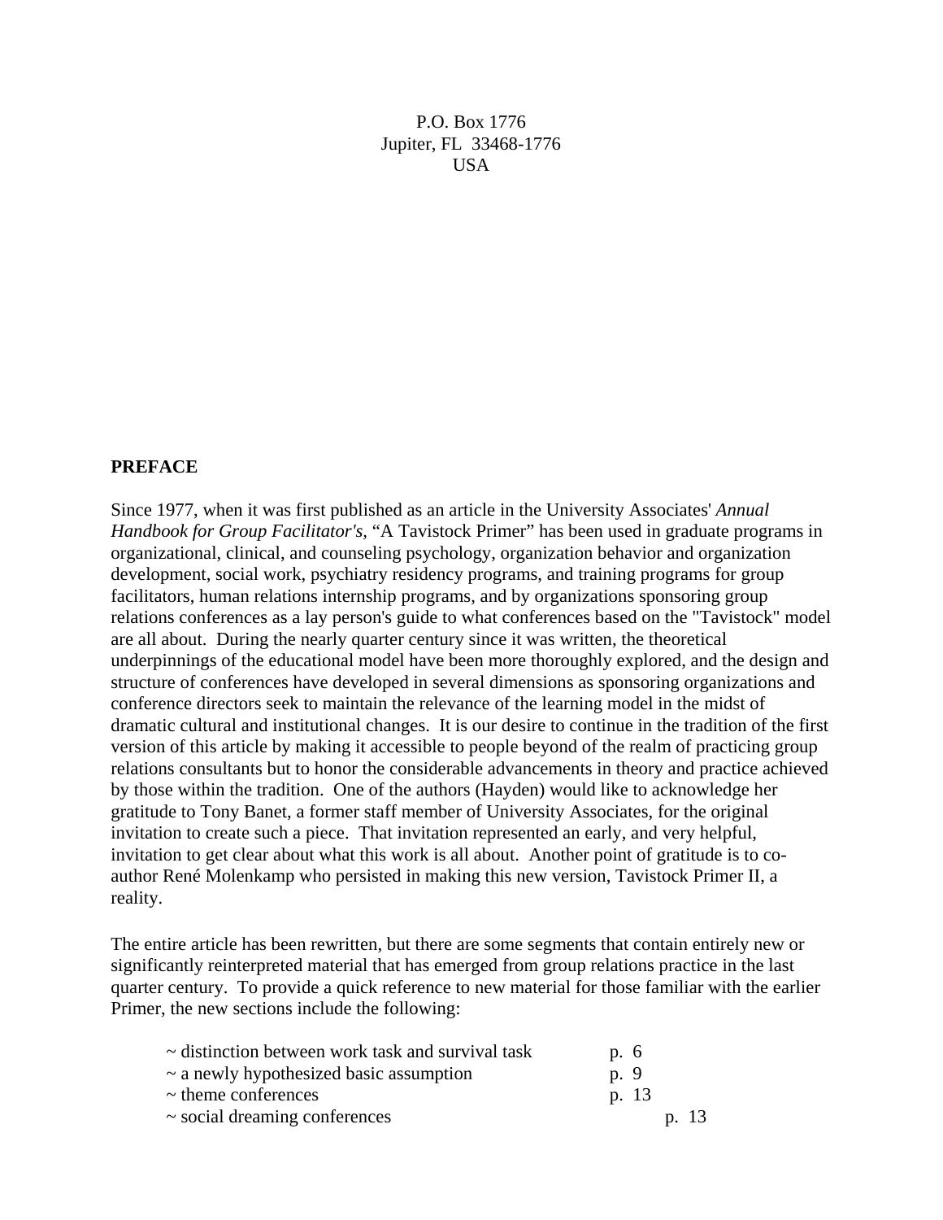P.O. Box 1776
Jupiter, FL 33468-1776
USA

**PREFACE**

Since 1977, when it was first published as an article in the University Associates' *Annual Handbook for Group Facilitator's*, "A Tavistock Primer" has been used in graduate programs in organizational, clinical, and counseling psychology, organization behavior and organization development, social work, psychiatry residency programs, and training programs for group facilitators, human relations internship programs, and by organizations sponsoring group relations conferences as a lay person's guide to what conferences based on the "Tavistock" model are all about. During the nearly quarter century since it was written, the theoretical underpinnings of the educational model have been more thoroughly explored, and the design and structure of conferences have developed in several dimensions as sponsoring organizations and conference directors seek to maintain the relevance of the learning model in the midst of dramatic cultural and institutional changes. It is our desire to continue in the tradition of the first version of this article by making it accessible to people beyond of the realm of practicing group relations consultants but to honor the considerable advancements in theory and practice achieved by those within the tradition. One of the authors (Hayden) would like to acknowledge her gratitude to Tony Banet, a former staff member of University Associates, for the original invitation to create such a piece. That invitation represented an early, and very helpful, invitation to get clear about what this work is all about. Another point of gratitude is to co-author René Molenkamp who persisted in making this new version, Tavistock Primer II, a reality.

The entire article has been rewritten, but there are some segments that contain entirely new or significantly reinterpreted material that has emerged from group relations practice in the last quarter century. To provide a quick reference to new material for those familiar with the earlier Primer, the new sections include the following:

- ~ distinction between work task and survival task p. 6
- ~ a newly hypothesized basic assumption p. 9
- ~ theme conferences p. 13
- ~ social dreaming conferences p. 13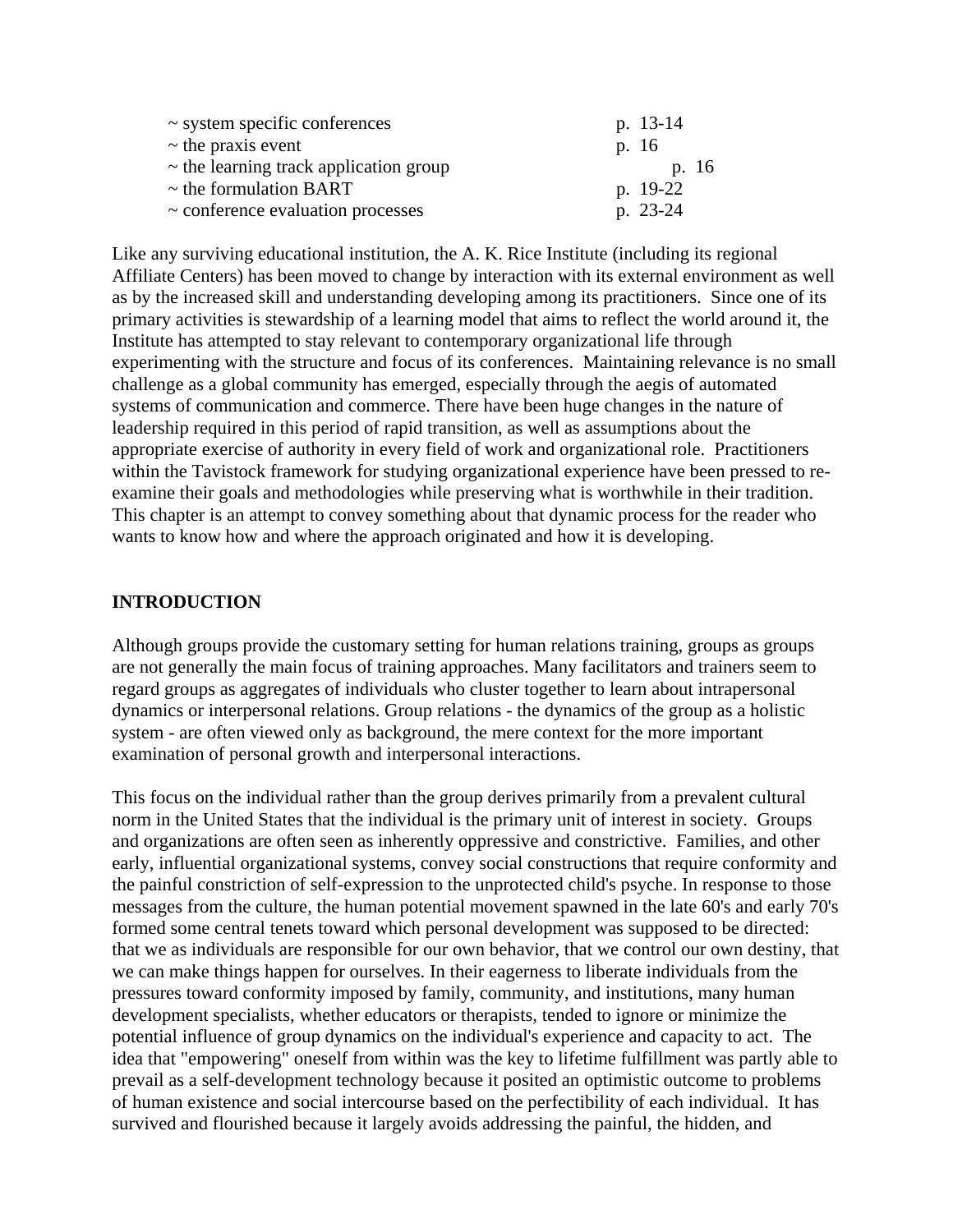~ system specific conferences p. 13-14
~ the praxis event p. 16
~ the learning track application group p. 16
~ the formulation BART p. 19-22
~ conference evaluation processes p. 23-24

Like any surviving educational institution, the A. K. Rice Institute (including its regional Affiliate Centers) has been moved to change by interaction with its external environment as well as by the increased skill and understanding developing among its practitioners. Since one of its primary activities is stewardship of a learning model that aims to reflect the world around it, the Institute has attempted to stay relevant to contemporary organizational life through experimenting with the structure and focus of its conferences. Maintaining relevance is no small challenge as a global community has emerged, especially through the aegis of automated systems of communication and commerce. There have been huge changes in the nature of leadership required in this period of rapid transition, as well as assumptions about the appropriate exercise of authority in every field of work and organizational role. Practitioners within the Tavistock framework for studying organizational experience have been pressed to re-examine their goals and methodologies while preserving what is worthwhile in their tradition. This chapter is an attempt to convey something about that dynamic process for the reader who wants to know how and where the approach originated and how it is developing.

## INTRODUCTION

Although groups provide the customary setting for human relations training, groups as groups are not generally the main focus of training approaches. Many facilitators and trainers seem to regard groups as aggregates of individuals who cluster together to learn about intrapersonal dynamics or interpersonal relations. Group relations - the dynamics of the group as a holistic system - are often viewed only as background, the mere context for the more important examination of personal growth and interpersonal interactions.

This focus on the individual rather than the group derives primarily from a prevalent cultural norm in the United States that the individual is the primary unit of interest in society. Groups and organizations are often seen as inherently oppressive and constrictive. Families, and other early, influential organizational systems, convey social constructions that require conformity and the painful constriction of self-expression to the unprotected child's psyche. In response to those messages from the culture, the human potential movement spawned in the late 60's and early 70's formed some central tenets toward which personal development was supposed to be directed: that we as individuals are responsible for our own behavior, that we control our own destiny, that we can make things happen for ourselves. In their eagerness to liberate individuals from the pressures toward conformity imposed by family, community, and institutions, many human development specialists, whether educators or therapists, tended to ignore or minimize the potential influence of group dynamics on the individual's experience and capacity to act. The idea that "empowering" oneself from within was the key to lifetime fulfillment was partly able to prevail as a self-development technology because it posited an optimistic outcome to problems of human existence and social intercourse based on the perfectibility of each individual. It has survived and flourished because it largely avoids addressing the painful, the hidden, and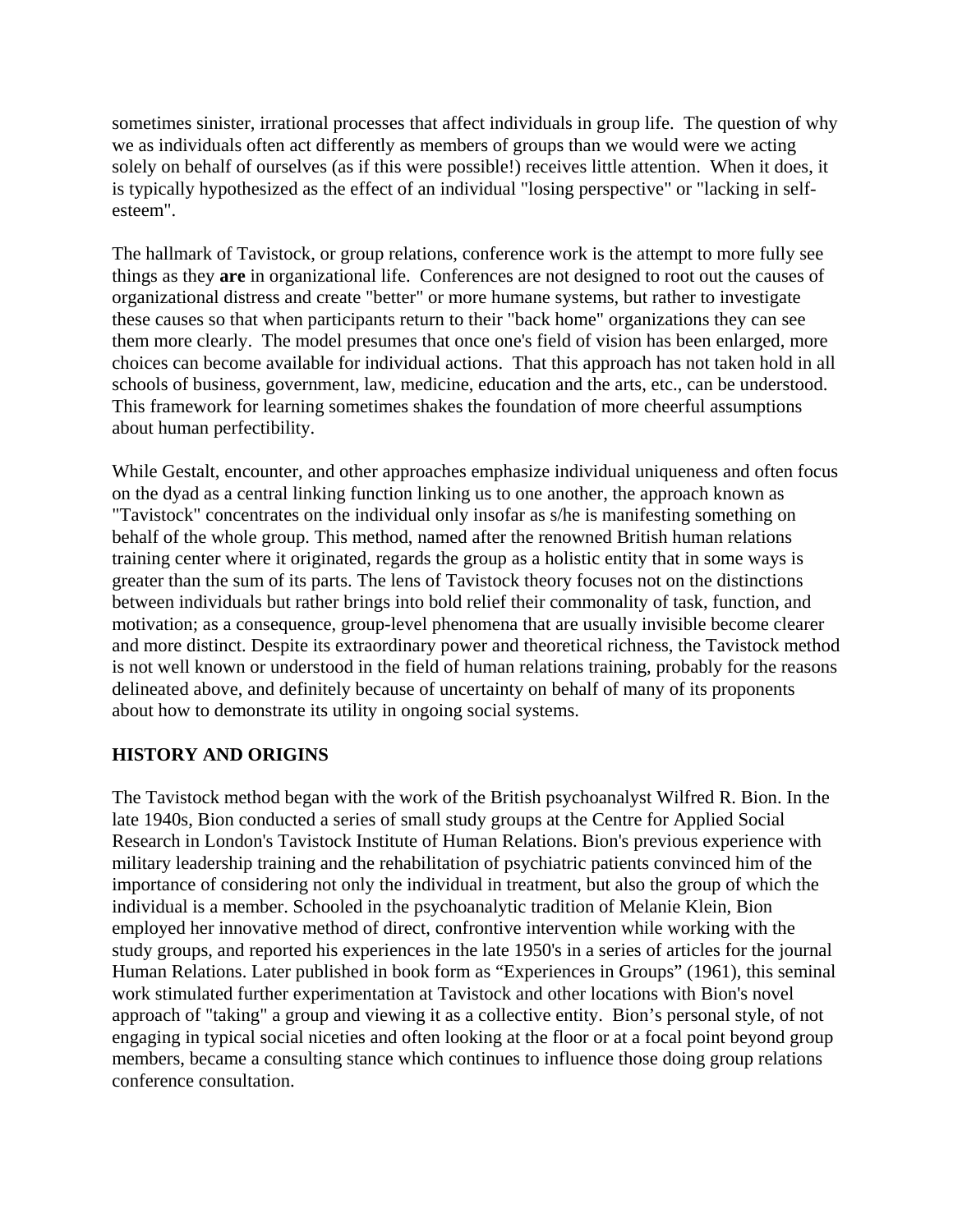sometimes sinister, irrational processes that affect individuals in group life. The question of why we as individuals often act differently as members of groups than we would were we acting solely on behalf of ourselves (as if this were possible!) receives little attention. When it does, it is typically hypothesized as the effect of an individual "losing perspective" or "lacking in self-esteem".

The hallmark of Tavistock, or group relations, conference work is the attempt to more fully see things as they **are** in organizational life. Conferences are not designed to root out the causes of organizational distress and create "better" or more humane systems, but rather to investigate these causes so that when participants return to their "back home" organizations they can see them more clearly. The model presumes that once one's field of vision has been enlarged, more choices can become available for individual actions. That this approach has not taken hold in all schools of business, government, law, medicine, education and the arts, etc., can be understood. This framework for learning sometimes shakes the foundation of more cheerful assumptions about human perfectibility.

While Gestalt, encounter, and other approaches emphasize individual uniqueness and often focus on the dyad as a central linking function linking us to one another, the approach known as "Tavistock" concentrates on the individual only insofar as s/he is manifesting something on behalf of the whole group. This method, named after the renowned British human relations training center where it originated, regards the group as a holistic entity that in some ways is greater than the sum of its parts. The lens of Tavistock theory focuses not on the distinctions between individuals but rather brings into bold relief their commonality of task, function, and motivation; as a consequence, group-level phenomena that are usually invisible become clearer and more distinct. Despite its extraordinary power and theoretical richness, the Tavistock method is not well known or understood in the field of human relations training, probably for the reasons delineated above, and definitely because of uncertainty on behalf of many of its proponents about how to demonstrate its utility in ongoing social systems.

## HISTORY AND ORIGINS

The Tavistock method began with the work of the British psychoanalyst Wilfred R. Bion. In the late 1940s, Bion conducted a series of small study groups at the Centre for Applied Social Research in London's Tavistock Institute of Human Relations. Bion's previous experience with military leadership training and the rehabilitation of psychiatric patients convinced him of the importance of considering not only the individual in treatment, but also the group of which the individual is a member. Schooled in the psychoanalytic tradition of Melanie Klein, Bion employed her innovative method of direct, confrontive intervention while working with the study groups, and reported his experiences in the late 1950's in a series of articles for the journal Human Relations. Later published in book form as "Experiences in Groups" (1961), this seminal work stimulated further experimentation at Tavistock and other locations with Bion's novel approach of "taking" a group and viewing it as a collective entity. Bion's personal style, of not engaging in typical social niceties and often looking at the floor or at a focal point beyond group members, became a consulting stance which continues to influence those doing group relations conference consultation.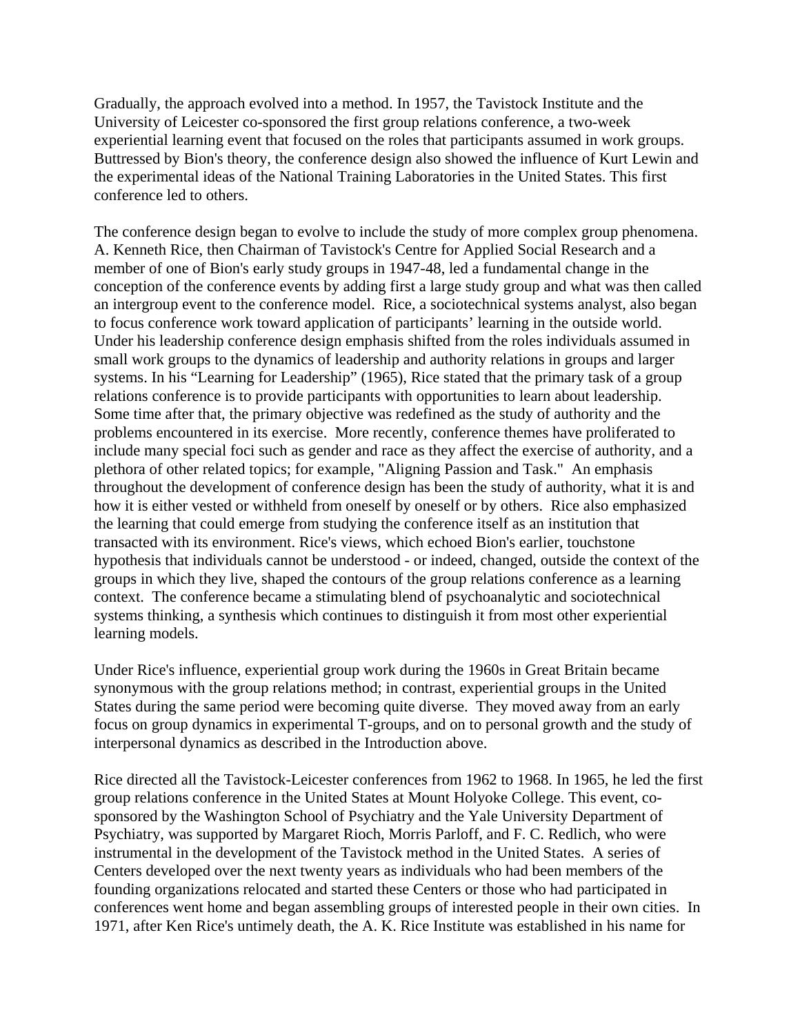Gradually, the approach evolved into a method. In 1957, the Tavistock Institute and the University of Leicester co-sponsored the first group relations conference, a two-week experiential learning event that focused on the roles that participants assumed in work groups. Buttressed by Bion's theory, the conference design also showed the influence of Kurt Lewin and the experimental ideas of the National Training Laboratories in the United States. This first conference led to others.

The conference design began to evolve to include the study of more complex group phenomena. A. Kenneth Rice, then Chairman of Tavistock's Centre for Applied Social Research and a member of one of Bion's early study groups in 1947-48, led a fundamental change in the conception of the conference events by adding first a large study group and what was then called an intergroup event to the conference model. Rice, a sociotechnical systems analyst, also began to focus conference work toward application of participants' learning in the outside world. Under his leadership conference design emphasis shifted from the roles individuals assumed in small work groups to the dynamics of leadership and authority relations in groups and larger systems. In his "Learning for Leadership" (1965), Rice stated that the primary task of a group relations conference is to provide participants with opportunities to learn about leadership. Some time after that, the primary objective was redefined as the study of authority and the problems encountered in its exercise. More recently, conference themes have proliferated to include many special foci such as gender and race as they affect the exercise of authority, and a plethora of other related topics; for example, "Aligning Passion and Task." An emphasis throughout the development of conference design has been the study of authority, what it is and how it is either vested or withheld from oneself by oneself or by others. Rice also emphasized the learning that could emerge from studying the conference itself as an institution that transacted with its environment. Rice's views, which echoed Bion's earlier, touchstone hypothesis that individuals cannot be understood - or indeed, changed, outside the context of the groups in which they live, shaped the contours of the group relations conference as a learning context. The conference became a stimulating blend of psychoanalytic and sociotechnical systems thinking, a synthesis which continues to distinguish it from most other experiential learning models.

Under Rice's influence, experiential group work during the 1960s in Great Britain became synonymous with the group relations method; in contrast, experiential groups in the United States during the same period were becoming quite diverse. They moved away from an early focus on group dynamics in experimental T-groups, and on to personal growth and the study of interpersonal dynamics as described in the Introduction above.

Rice directed all the Tavistock-Leicester conferences from 1962 to 1968. In 1965, he led the first group relations conference in the United States at Mount Holyoke College. This event, co-sponsored by the Washington School of Psychiatry and the Yale University Department of Psychiatry, was supported by Margaret Rioch, Morris Parloff, and F. C. Redlich, who were instrumental in the development of the Tavistock method in the United States. A series of Centers developed over the next twenty years as individuals who had been members of the founding organizations relocated and started these Centers or those who had participated in conferences went home and began assembling groups of interested people in their own cities. In 1971, after Ken Rice's untimely death, the A. K. Rice Institute was established in his name for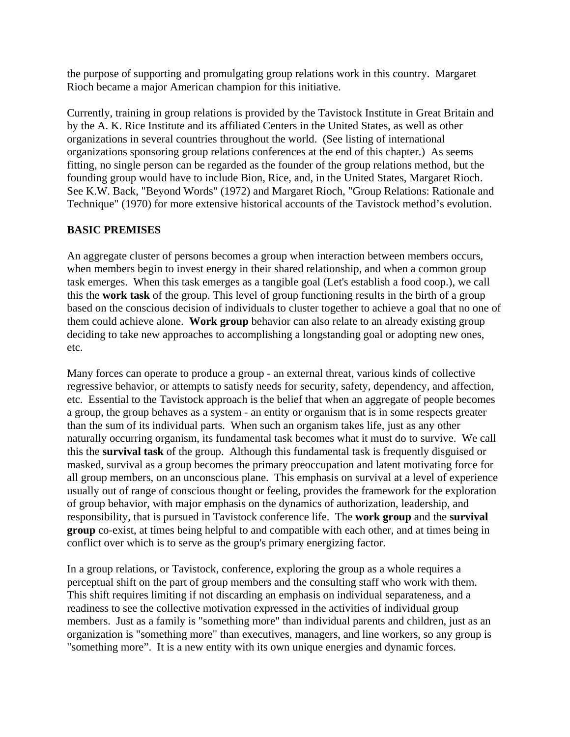the purpose of supporting and promulgating group relations work in this country. Margaret Rioch became a major American champion for this initiative.

Currently, training in group relations is provided by the Tavistock Institute in Great Britain and by the A. K. Rice Institute and its affiliated Centers in the United States, as well as other organizations in several countries throughout the world. (See listing of international organizations sponsoring group relations conferences at the end of this chapter.) As seems fitting, no single person can be regarded as the founder of the group relations method, but the founding group would have to include Bion, Rice, and, in the United States, Margaret Rioch. See K.W. Back, "Beyond Words" (1972) and Margaret Rioch, "Group Relations: Rationale and Technique" (1970) for more extensive historical accounts of the Tavistock method's evolution.

## BASIC PREMISES

An aggregate cluster of persons becomes a group when interaction between members occurs, when members begin to invest energy in their shared relationship, and when a common group task emerges. When this task emerges as a tangible goal (Let's establish a food coop.), we call this the **work task** of the group. This level of group functioning results in the birth of a group based on the conscious decision of individuals to cluster together to achieve a goal that no one of them could achieve alone. **Work group** behavior can also relate to an already existing group deciding to take new approaches to accomplishing a longstanding goal or adopting new ones, etc.

Many forces can operate to produce a group - an external threat, various kinds of collective regressive behavior, or attempts to satisfy needs for security, safety, dependency, and affection, etc. Essential to the Tavistock approach is the belief that when an aggregate of people becomes a group, the group behaves as a system - an entity or organism that is in some respects greater than the sum of its individual parts. When such an organism takes life, just as any other naturally occurring organism, its fundamental task becomes what it must do to survive. We call this the **survival task** of the group. Although this fundamental task is frequently disguised or masked, survival as a group becomes the primary preoccupation and latent motivating force for all group members, on an unconscious plane. This emphasis on survival at a level of experience usually out of range of conscious thought or feeling, provides the framework for the exploration of group behavior, with major emphasis on the dynamics of authorization, leadership, and responsibility, that is pursued in Tavistock conference life. The **work group** and the **survival group** co-exist, at times being helpful to and compatible with each other, and at times being in conflict over which is to serve as the group's primary energizing factor.

In a group relations, or Tavistock, conference, exploring the group as a whole requires a perceptual shift on the part of group members and the consulting staff who work with them. This shift requires limiting if not discarding an emphasis on individual separateness, and a readiness to see the collective motivation expressed in the activities of individual group members. Just as a family is "something more" than individual parents and children, just as an organization is "something more" than executives, managers, and line workers, so any group is "something more". It is a new entity with its own unique energies and dynamic forces.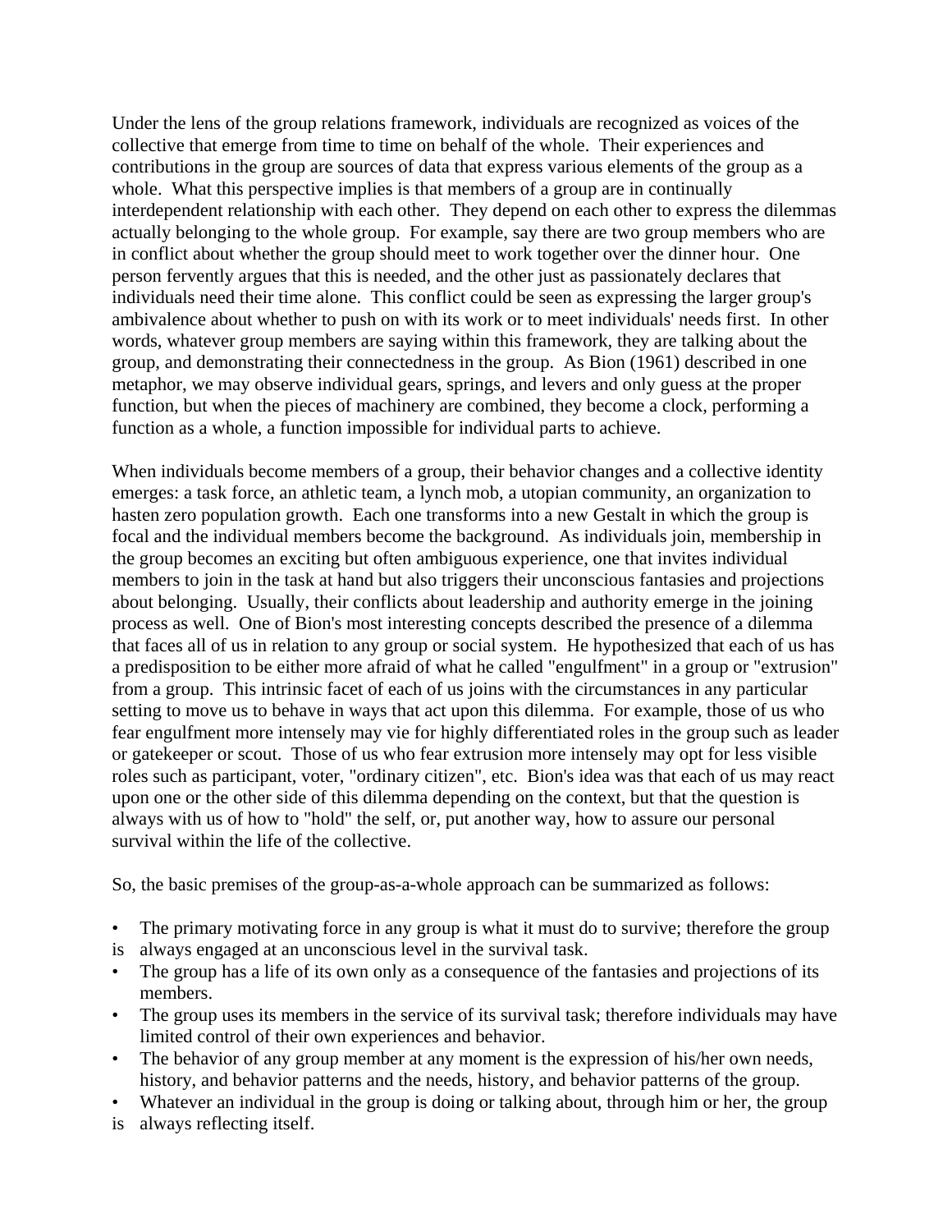Under the lens of the group relations framework, individuals are recognized as voices of the collective that emerge from time to time on behalf of the whole. Their experiences and contributions in the group are sources of data that express various elements of the group as a whole. What this perspective implies is that members of a group are in continually interdependent relationship with each other. They depend on each other to express the dilemmas actually belonging to the whole group. For example, say there are two group members who are in conflict about whether the group should meet to work together over the dinner hour. One person fervently argues that this is needed, and the other just as passionately declares that individuals need their time alone. This conflict could be seen as expressing the larger group's ambivalence about whether to push on with its work or to meet individuals' needs first. In other words, whatever group members are saying within this framework, they are talking about the group, and demonstrating their connectedness in the group. As Bion (1961) described in one metaphor, we may observe individual gears, springs, and levers and only guess at the proper function, but when the pieces of machinery are combined, they become a clock, performing a function as a whole, a function impossible for individual parts to achieve.

When individuals become members of a group, their behavior changes and a collective identity emerges: a task force, an athletic team, a lynch mob, a utopian community, an organization to hasten zero population growth. Each one transforms into a new Gestalt in which the group is focal and the individual members become the background. As individuals join, membership in the group becomes an exciting but often ambiguous experience, one that invites individual members to join in the task at hand but also triggers their unconscious fantasies and projections about belonging. Usually, their conflicts about leadership and authority emerge in the joining process as well. One of Bion's most interesting concepts described the presence of a dilemma that faces all of us in relation to any group or social system. He hypothesized that each of us has a predisposition to be either more afraid of what he called "engulfment" in a group or "extrusion" from a group. This intrinsic facet of each of us joins with the circumstances in any particular setting to move us to behave in ways that act upon this dilemma. For example, those of us who fear engulfment more intensely may vie for highly differentiated roles in the group such as leader or gatekeeper or scout. Those of us who fear extrusion more intensely may opt for less visible roles such as participant, voter, "ordinary citizen", etc. Bion's idea was that each of us may react upon one or the other side of this dilemma depending on the context, but that the question is always with us of how to "hold" the self, or, put another way, how to assure our personal survival within the life of the collective.

So, the basic premises of the group-as-a-whole approach can be summarized as follows:

- The primary motivating force in any group is what it must do to survive; therefore the group is always engaged at an unconscious level in the survival task.
- The group has a life of its own only as a consequence of the fantasies and projections of its members.
- The group uses its members in the service of its survival task; therefore individuals may have limited control of their own experiences and behavior.
- The behavior of any group member at any moment is the expression of his/her own needs, history, and behavior patterns and the needs, history, and behavior patterns of the group.
- Whatever an individual in the group is doing or talking about, through him or her, the group is always reflecting itself.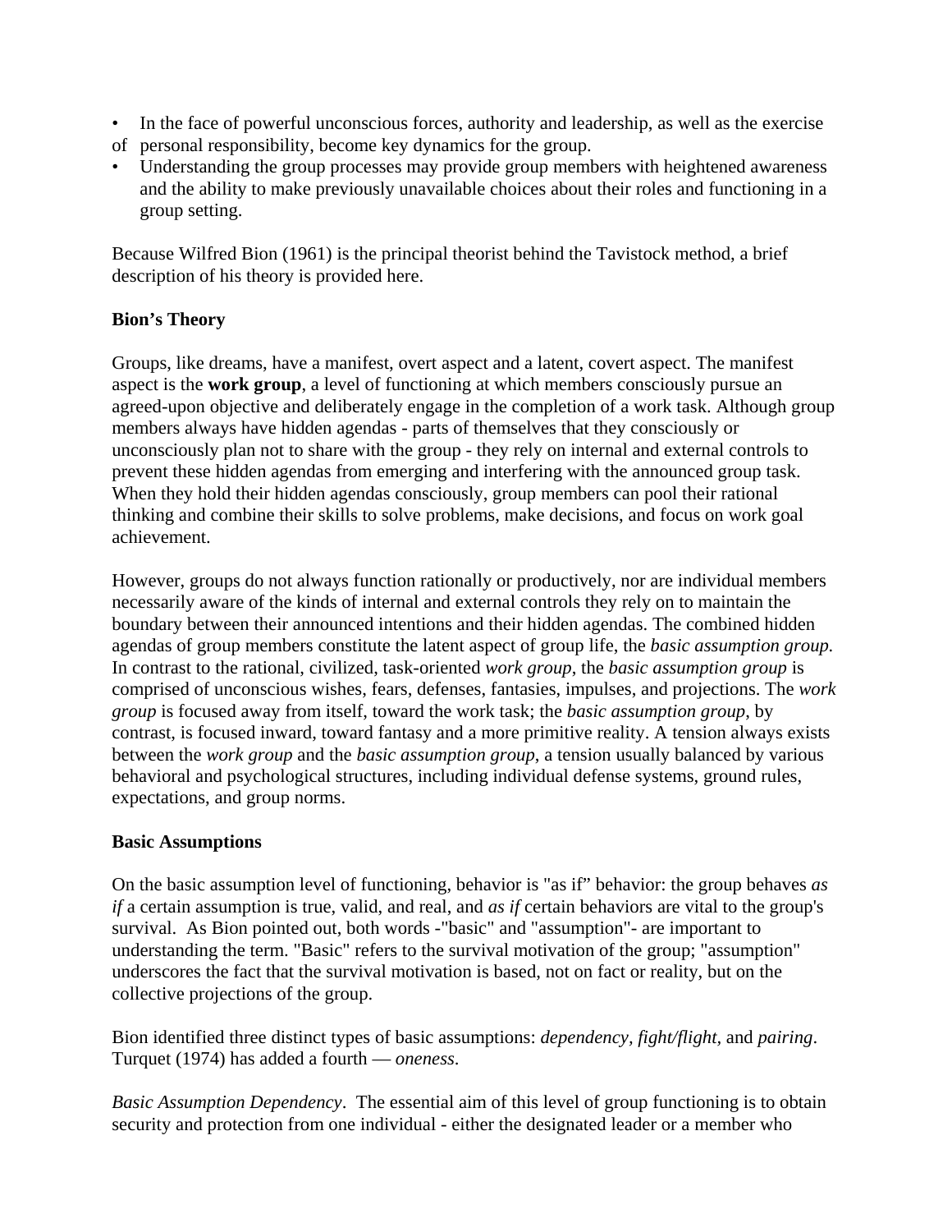- In the face of powerful unconscious forces, authority and leadership, as well as the exercise of personal responsibility, become key dynamics for the group.
- Understanding the group processes may provide group members with heightened awareness and the ability to make previously unavailable choices about their roles and functioning in a group setting.

Because Wilfred Bion (1961) is the principal theorist behind the Tavistock method, a brief description of his theory is provided here.

**Bion's Theory**

Groups, like dreams, have a manifest, overt aspect and a latent, covert aspect. The manifest aspect is the **work group**, a level of functioning at which members consciously pursue an agreed-upon objective and deliberately engage in the completion of a work task. Although group members always have hidden agendas - parts of themselves that they consciously or unconsciously plan not to share with the group - they rely on internal and external controls to prevent these hidden agendas from emerging and interfering with the announced group task. When they hold their hidden agendas consciously, group members can pool their rational thinking and combine their skills to solve problems, make decisions, and focus on work goal achievement.

However, groups do not always function rationally or productively, nor are individual members necessarily aware of the kinds of internal and external controls they rely on to maintain the boundary between their announced intentions and their hidden agendas. The combined hidden agendas of group members constitute the latent aspect of group life, the *basic assumption group.* In contrast to the rational, civilized, task-oriented *work group*, the *basic assumption group* is comprised of unconscious wishes, fears, defenses, fantasies, impulses, and projections. The *work group* is focused away from itself, toward the work task; the *basic assumption group*, by contrast, is focused inward, toward fantasy and a more primitive reality. A tension always exists between the *work group* and the *basic assumption group*, a tension usually balanced by various behavioral and psychological structures, including individual defense systems, ground rules, expectations, and group norms.

**Basic Assumptions**

On the basic assumption level of functioning, behavior is "as if" behavior: the group behaves *as if* a certain assumption is true, valid, and real, and *as if* certain behaviors are vital to the group's survival. As Bion pointed out, both words -"basic" and "assumption"- are important to understanding the term. "Basic" refers to the survival motivation of the group; "assumption" underscores the fact that the survival motivation is based, not on fact or reality, but on the collective projections of the group.

Bion identified three distinct types of basic assumptions: *dependency, fight/flight,* and *pairing*. Turquet (1974) has added a fourth — *oneness*.

*Basic Assumption Dependency*. The essential aim of this level of group functioning is to obtain security and protection from one individual - either the designated leader or a member who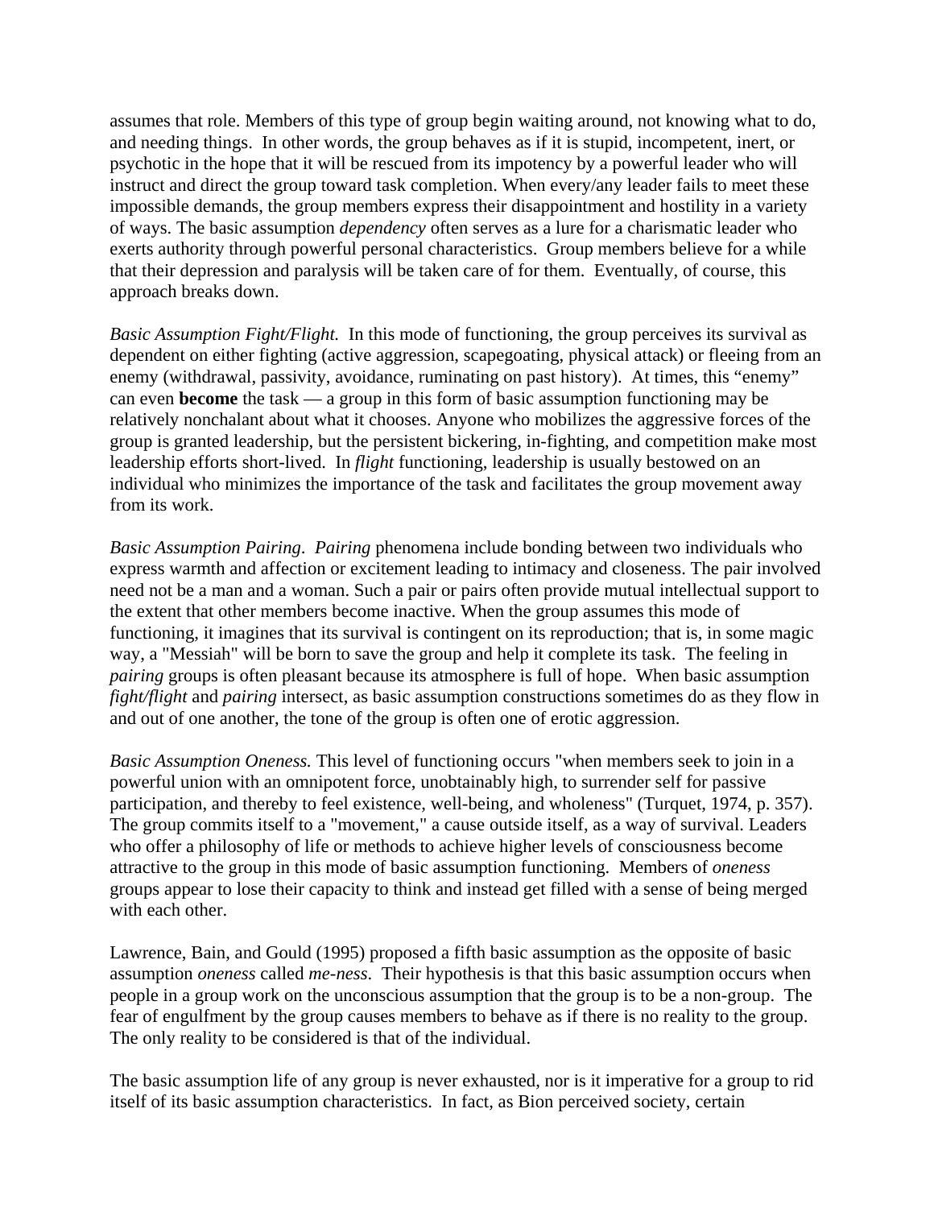assumes that role. Members of this type of group begin waiting around, not knowing what to do, and needing things. In other words, the group behaves as if it is stupid, incompetent, inert, or psychotic in the hope that it will be rescued from its impotency by a powerful leader who will instruct and direct the group toward task completion. When every/any leader fails to meet these impossible demands, the group members express their disappointment and hostility in a variety of ways. The basic assumption *dependency* often serves as a lure for a charismatic leader who exerts authority through powerful personal characteristics. Group members believe for a while that their depression and paralysis will be taken care of for them. Eventually, of course, this approach breaks down.

*Basic Assumption Fight/Flight.* In this mode of functioning, the group perceives its survival as dependent on either fighting (active aggression, scapegoating, physical attack) or fleeing from an enemy (withdrawal, passivity, avoidance, ruminating on past history). At times, this "enemy" can even **become** the task — a group in this form of basic assumption functioning may be relatively nonchalant about what it chooses. Anyone who mobilizes the aggressive forces of the group is granted leadership, but the persistent bickering, in-fighting, and competition make most leadership efforts short-lived. In *flight* functioning, leadership is usually bestowed on an individual who minimizes the importance of the task and facilitates the group movement away from its work.

*Basic Assumption Pairing*. *Pairing* phenomena include bonding between two individuals who express warmth and affection or excitement leading to intimacy and closeness. The pair involved need not be a man and a woman. Such a pair or pairs often provide mutual intellectual support to the extent that other members become inactive. When the group assumes this mode of functioning, it imagines that its survival is contingent on its reproduction; that is, in some magic way, a "Messiah" will be born to save the group and help it complete its task. The feeling in *pairing* groups is often pleasant because its atmosphere is full of hope. When basic assumption *fight/flight* and *pairing* intersect, as basic assumption constructions sometimes do as they flow in and out of one another, the tone of the group is often one of erotic aggression.

*Basic Assumption Oneness.* This level of functioning occurs "when members seek to join in a powerful union with an omnipotent force, unobtainably high, to surrender self for passive participation, and thereby to feel existence, well-being, and wholeness" (Turquet, 1974, p. 357). The group commits itself to a "movement," a cause outside itself, as a way of survival. Leaders who offer a philosophy of life or methods to achieve higher levels of consciousness become attractive to the group in this mode of basic assumption functioning. Members of *oneness* groups appear to lose their capacity to think and instead get filled with a sense of being merged with each other.

Lawrence, Bain, and Gould (1995) proposed a fifth basic assumption as the opposite of basic assumption *oneness* called *me-ness*. Their hypothesis is that this basic assumption occurs when people in a group work on the unconscious assumption that the group is to be a non-group. The fear of engulfment by the group causes members to behave as if there is no reality to the group. The only reality to be considered is that of the individual.

The basic assumption life of any group is never exhausted, nor is it imperative for a group to rid itself of its basic assumption characteristics. In fact, as Bion perceived society, certain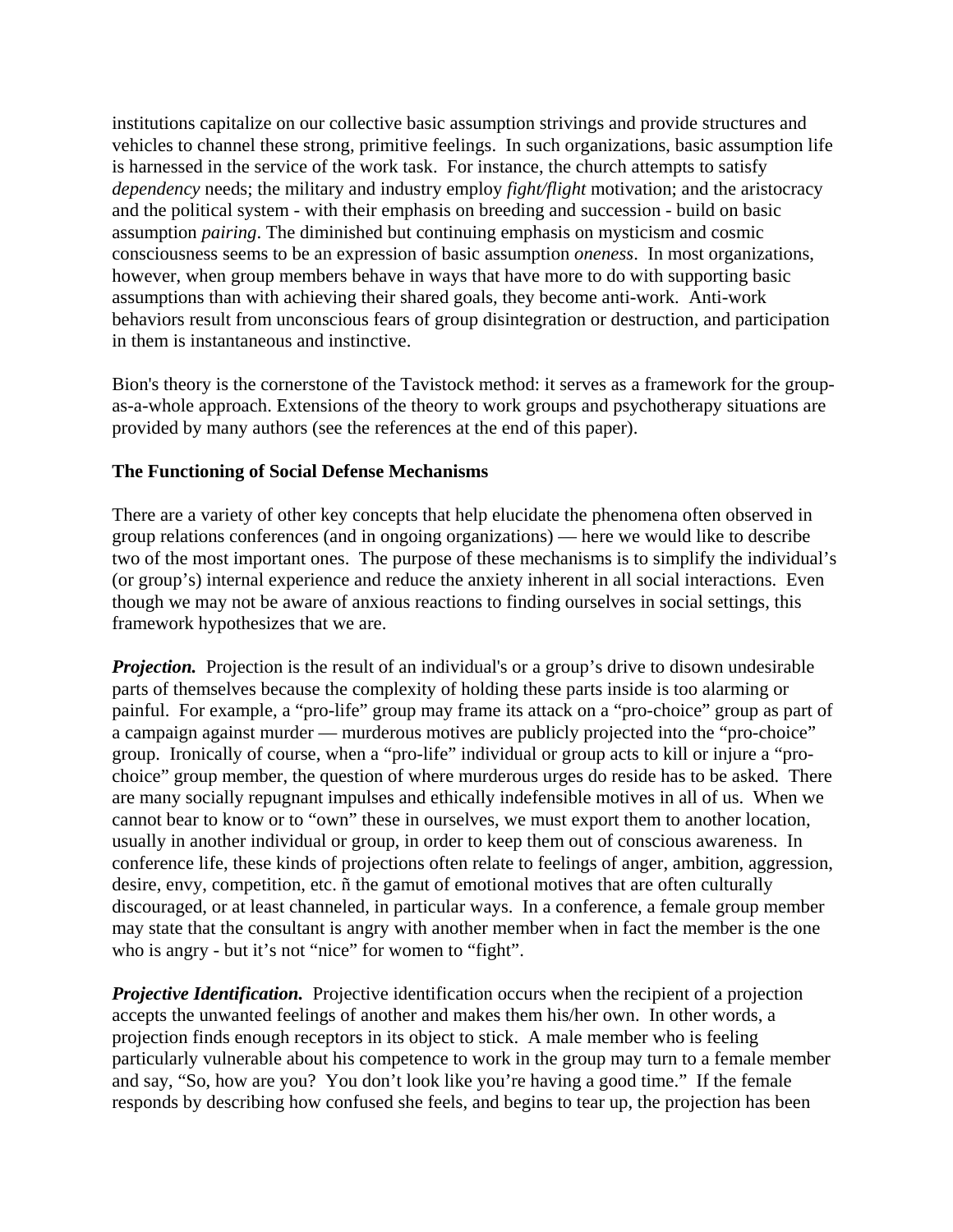institutions capitalize on our collective basic assumption strivings and provide structures and vehicles to channel these strong, primitive feelings. In such organizations, basic assumption life is harnessed in the service of the work task. For instance, the church attempts to satisfy *dependency* needs; the military and industry employ *fight/flight* motivation; and the aristocracy and the political system - with their emphasis on breeding and succession - build on basic assumption *pairing*. The diminished but continuing emphasis on mysticism and cosmic consciousness seems to be an expression of basic assumption *oneness*. In most organizations, however, when group members behave in ways that have more to do with supporting basic assumptions than with achieving their shared goals, they become anti-work. Anti-work behaviors result from unconscious fears of group disintegration or destruction, and participation in them is instantaneous and instinctive.

Bion's theory is the cornerstone of the Tavistock method: it serves as a framework for the group-as-a-whole approach. Extensions of the theory to work groups and psychotherapy situations are provided by many authors (see the references at the end of this paper).

**The Functioning of Social Defense Mechanisms**

There are a variety of other key concepts that help elucidate the phenomena often observed in group relations conferences (and in ongoing organizations) — here we would like to describe two of the most important ones. The purpose of these mechanisms is to simplify the individual's (or group's) internal experience and reduce the anxiety inherent in all social interactions. Even though we may not be aware of anxious reactions to finding ourselves in social settings, this framework hypothesizes that we are.

***Projection.*** Projection is the result of an individual's or a group's drive to disown undesirable parts of themselves because the complexity of holding these parts inside is too alarming or painful. For example, a "pro-life" group may frame its attack on a "pro-choice" group as part of a campaign against murder — murderous motives are publicly projected into the "pro-choice" group. Ironically of course, when a "pro-life" individual or group acts to kill or injure a "pro-choice" group member, the question of where murderous urges do reside has to be asked. There are many socially repugnant impulses and ethically indefensible motives in all of us. When we cannot bear to know or to "own" these in ourselves, we must export them to another location, usually in another individual or group, in order to keep them out of conscious awareness. In conference life, these kinds of projections often relate to feelings of anger, ambition, aggression, desire, envy, competition, etc. ñ the gamut of emotional motives that are often culturally discouraged, or at least channeled, in particular ways. In a conference, a female group member may state that the consultant is angry with another member when in fact the member is the one who is angry - but it's not "nice" for women to "fight".

***Projective Identification.*** Projective identification occurs when the recipient of a projection accepts the unwanted feelings of another and makes them his/her own. In other words, a projection finds enough receptors in its object to stick. A male member who is feeling particularly vulnerable about his competence to work in the group may turn to a female member and say, "So, how are you? You don't look like you're having a good time." If the female responds by describing how confused she feels, and begins to tear up, the projection has been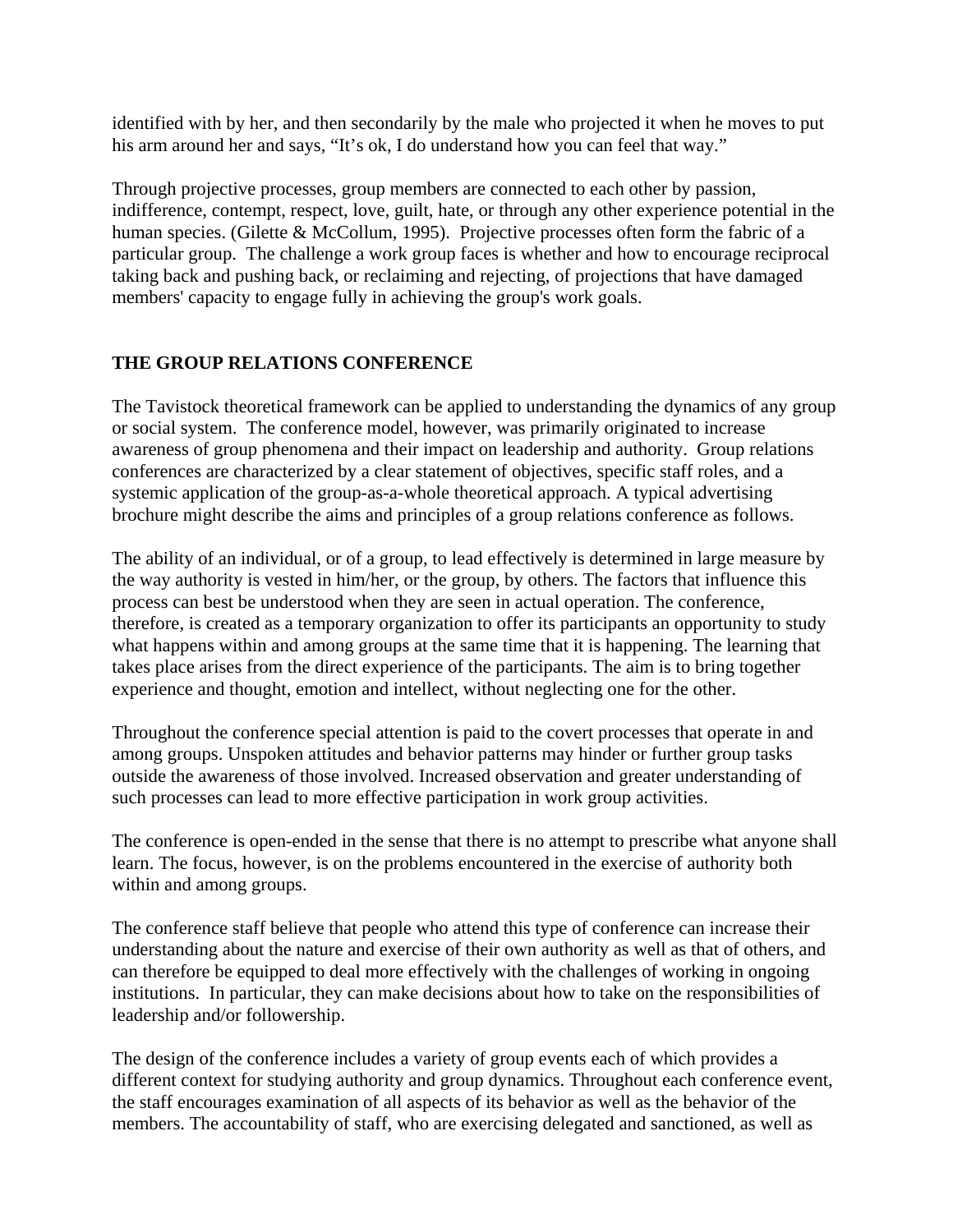identified with by her, and then secondarily by the male who projected it when he moves to put his arm around her and says, "It's ok, I do understand how you can feel that way."

Through projective processes, group members are connected to each other by passion, indifference, contempt, respect, love, guilt, hate, or through any other experience potential in the human species. (Gilette & McCollum, 1995). Projective processes often form the fabric of a particular group. The challenge a work group faces is whether and how to encourage reciprocal taking back and pushing back, or reclaiming and rejecting, of projections that have damaged members' capacity to engage fully in achieving the group's work goals.

## THE GROUP RELATIONS CONFERENCE

The Tavistock theoretical framework can be applied to understanding the dynamics of any group or social system. The conference model, however, was primarily originated to increase awareness of group phenomena and their impact on leadership and authority. Group relations conferences are characterized by a clear statement of objectives, specific staff roles, and a systemic application of the group-as-a-whole theoretical approach. A typical advertising brochure might describe the aims and principles of a group relations conference as follows.

The ability of an individual, or of a group, to lead effectively is determined in large measure by the way authority is vested in him/her, or the group, by others. The factors that influence this process can best be understood when they are seen in actual operation. The conference, therefore, is created as a temporary organization to offer its participants an opportunity to study what happens within and among groups at the same time that it is happening. The learning that takes place arises from the direct experience of the participants. The aim is to bring together experience and thought, emotion and intellect, without neglecting one for the other.

Throughout the conference special attention is paid to the covert processes that operate in and among groups. Unspoken attitudes and behavior patterns may hinder or further group tasks outside the awareness of those involved. Increased observation and greater understanding of such processes can lead to more effective participation in work group activities.

The conference is open-ended in the sense that there is no attempt to prescribe what anyone shall learn. The focus, however, is on the problems encountered in the exercise of authority both within and among groups.

The conference staff believe that people who attend this type of conference can increase their understanding about the nature and exercise of their own authority as well as that of others, and can therefore be equipped to deal more effectively with the challenges of working in ongoing institutions. In particular, they can make decisions about how to take on the responsibilities of leadership and/or followership.

The design of the conference includes a variety of group events each of which provides a different context for studying authority and group dynamics. Throughout each conference event, the staff encourages examination of all aspects of its behavior as well as the behavior of the members. The accountability of staff, who are exercising delegated and sanctioned, as well as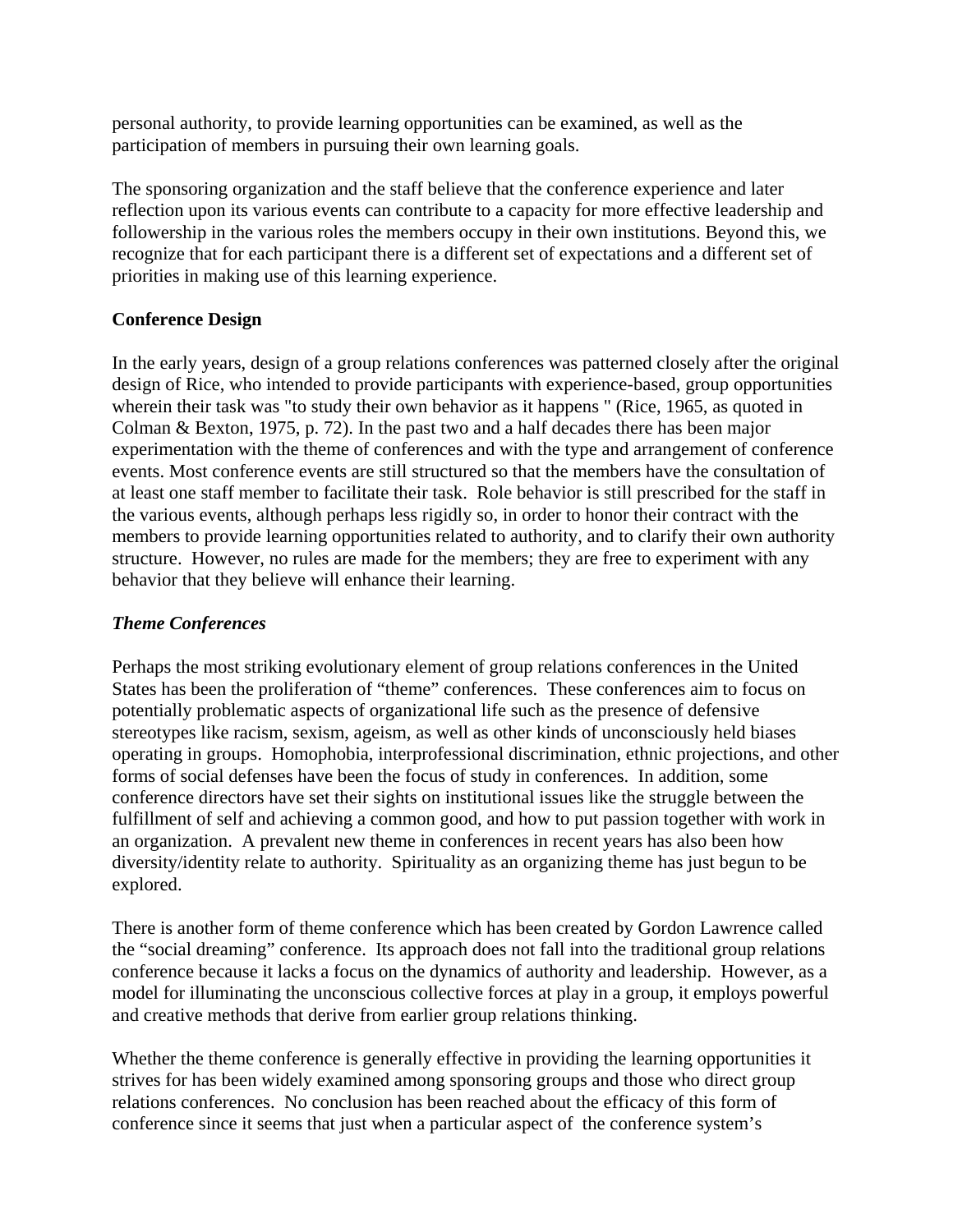personal authority, to provide learning opportunities can be examined, as well as the participation of members in pursuing their own learning goals.

The sponsoring organization and the staff believe that the conference experience and later reflection upon its various events can contribute to a capacity for more effective leadership and followership in the various roles the members occupy in their own institutions. Beyond this, we recognize that for each participant there is a different set of expectations and a different set of priorities in making use of this learning experience.

**Conference Design**

In the early years, design of a group relations conferences was patterned closely after the original design of Rice, who intended to provide participants with experience-based, group opportunities wherein their task was "to study their own behavior as it happens " (Rice, 1965, as quoted in Colman & Bexton, 1975, p. 72). In the past two and a half decades there has been major experimentation with the theme of conferences and with the type and arrangement of conference events. Most conference events are still structured so that the members have the consultation of at least one staff member to facilitate their task. Role behavior is still prescribed for the staff in the various events, although perhaps less rigidly so, in order to honor their contract with the members to provide learning opportunities related to authority, and to clarify their own authority structure. However, no rules are made for the members; they are free to experiment with any behavior that they believe will enhance their learning.

***Theme Conferences***

Perhaps the most striking evolutionary element of group relations conferences in the United States has been the proliferation of "theme" conferences. These conferences aim to focus on potentially problematic aspects of organizational life such as the presence of defensive stereotypes like racism, sexism, ageism, as well as other kinds of unconsciously held biases operating in groups. Homophobia, interprofessional discrimination, ethnic projections, and other forms of social defenses have been the focus of study in conferences. In addition, some conference directors have set their sights on institutional issues like the struggle between the fulfillment of self and achieving a common good, and how to put passion together with work in an organization. A prevalent new theme in conferences in recent years has also been how diversity/identity relate to authority. Spirituality as an organizing theme has just begun to be explored.

There is another form of theme conference which has been created by Gordon Lawrence called the "social dreaming" conference. Its approach does not fall into the traditional group relations conference because it lacks a focus on the dynamics of authority and leadership. However, as a model for illuminating the unconscious collective forces at play in a group, it employs powerful and creative methods that derive from earlier group relations thinking.

Whether the theme conference is generally effective in providing the learning opportunities it strives for has been widely examined among sponsoring groups and those who direct group relations conferences. No conclusion has been reached about the efficacy of this form of conference since it seems that just when a particular aspect of the conference system's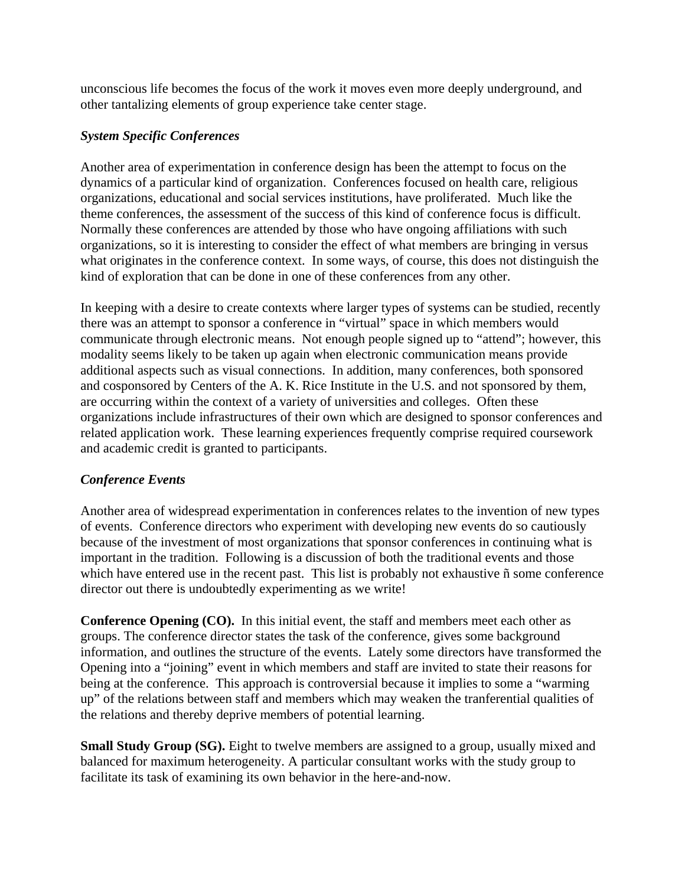unconscious life becomes the focus of the work it moves even more deeply underground, and other tantalizing elements of group experience take center stage.

***System Specific Conferences***

Another area of experimentation in conference design has been the attempt to focus on the dynamics of a particular kind of organization. Conferences focused on health care, religious organizations, educational and social services institutions, have proliferated. Much like the theme conferences, the assessment of the success of this kind of conference focus is difficult. Normally these conferences are attended by those who have ongoing affiliations with such organizations, so it is interesting to consider the effect of what members are bringing in versus what originates in the conference context. In some ways, of course, this does not distinguish the kind of exploration that can be done in one of these conferences from any other.

In keeping with a desire to create contexts where larger types of systems can be studied, recently there was an attempt to sponsor a conference in "virtual" space in which members would communicate through electronic means. Not enough people signed up to "attend"; however, this modality seems likely to be taken up again when electronic communication means provide additional aspects such as visual connections. In addition, many conferences, both sponsored and cosponsored by Centers of the A. K. Rice Institute in the U.S. and not sponsored by them, are occurring within the context of a variety of universities and colleges. Often these organizations include infrastructures of their own which are designed to sponsor conferences and related application work. These learning experiences frequently comprise required coursework and academic credit is granted to participants.

***Conference Events***

Another area of widespread experimentation in conferences relates to the invention of new types of events. Conference directors who experiment with developing new events do so cautiously because of the investment of most organizations that sponsor conferences in continuing what is important in the tradition. Following is a discussion of both the traditional events and those which have entered use in the recent past. This list is probably not exhaustive ñ some conference director out there is undoubtedly experimenting as we write!

**Conference Opening (CO).** In this initial event, the staff and members meet each other as groups. The conference director states the task of the conference, gives some background information, and outlines the structure of the events. Lately some directors have transformed the Opening into a "joining" event in which members and staff are invited to state their reasons for being at the conference. This approach is controversial because it implies to some a "warming up" of the relations between staff and members which may weaken the tranferential qualities of the relations and thereby deprive members of potential learning.

**Small Study Group (SG).** Eight to twelve members are assigned to a group, usually mixed and balanced for maximum heterogeneity. A particular consultant works with the study group to facilitate its task of examining its own behavior in the here-and-now.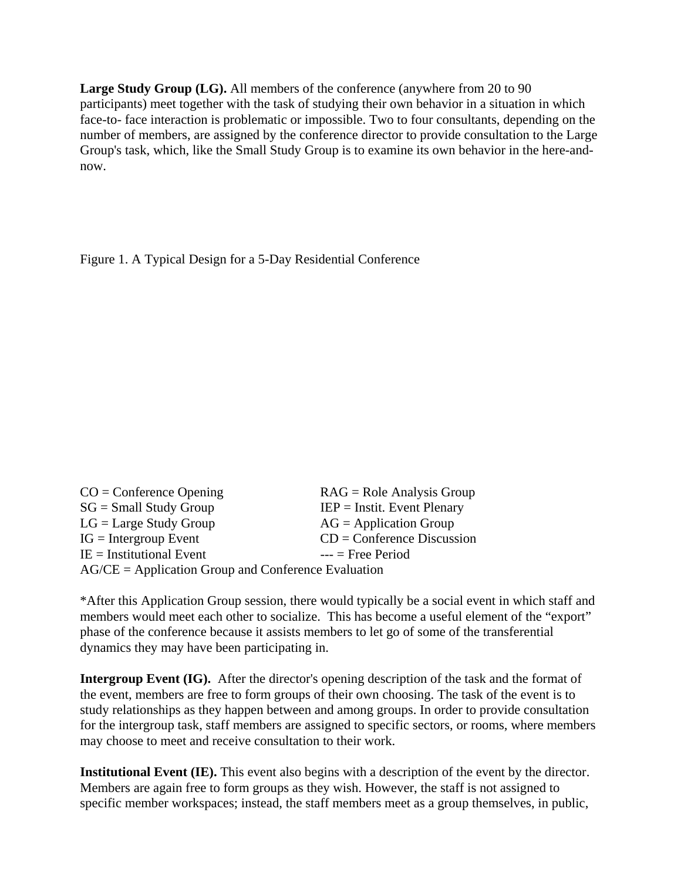**Large Study Group (LG).** All members of the conference (anywhere from 20 to 90 participants) meet together with the task of studying their own behavior in a situation in which face-to- face interaction is problematic or impossible. Two to four consultants, depending on the number of members, are assigned by the conference director to provide consultation to the Large Group's task, which, like the Small Study Group is to examine its own behavior in the here-and-now.

Figure 1. A Typical Design for a 5-Day Residential Conference

CO = Conference Opening  
SG = Small Study Group  
LG = Large Study Group  
IG = Intergroup Event  
IE = Institutional Event  
RAG = Role Analysis Group  
IEP = Instit. Event Plenary  
AG = Application Group  
CD = Conference Discussion  
--- = Free Period  
AG/CE = Application Group and Conference Evaluation

*After this Application Group session, there would typically be a social event in which staff and members would meet each other to socialize. This has become a useful element of the "export" phase of the conference because it assists members to let go of some of the transferential dynamics they may have been participating in.

**Intergroup Event (IG).** After the director's opening description of the task and the format of the event, members are free to form groups of their own choosing. The task of the event is to study relationships as they happen between and among groups. In order to provide consultation for the intergroup task, staff members are assigned to specific sectors, or rooms, where members may choose to meet and receive consultation to their work.

**Institutional Event (IE).** This event also begins with a description of the event by the director. Members are again free to form groups as they wish. However, the staff is not assigned to specific member workspaces; instead, the staff members meet as a group themselves, in public,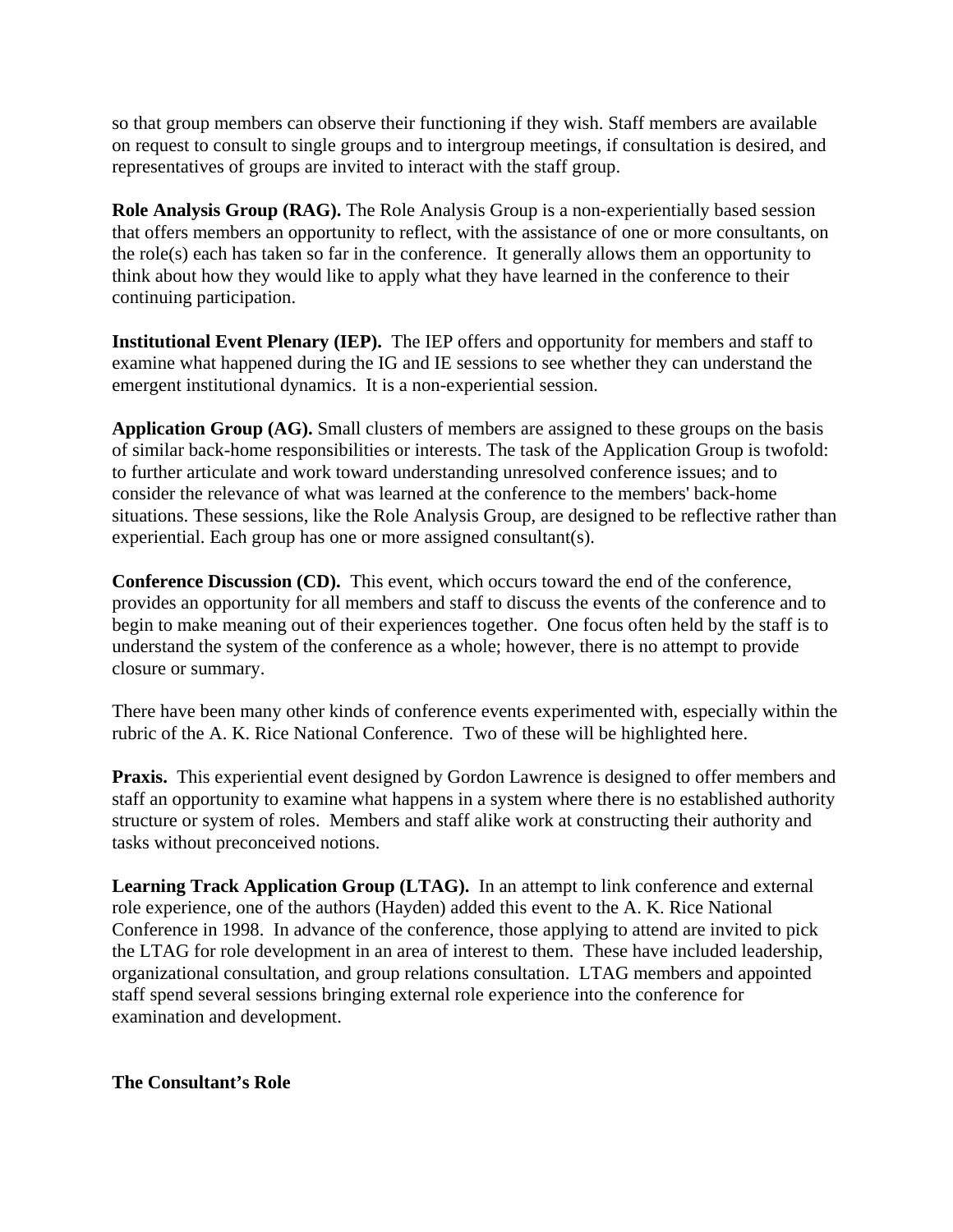so that group members can observe their functioning if they wish. Staff members are available on request to consult to single groups and to intergroup meetings, if consultation is desired, and representatives of groups are invited to interact with the staff group.

**Role Analysis Group (RAG).** The Role Analysis Group is a non-experientially based session that offers members an opportunity to reflect, with the assistance of one or more consultants, on the role(s) each has taken so far in the conference. It generally allows them an opportunity to think about how they would like to apply what they have learned in the conference to their continuing participation.

**Institutional Event Plenary (IEP).** The IEP offers and opportunity for members and staff to examine what happened during the IG and IE sessions to see whether they can understand the emergent institutional dynamics. It is a non-experiential session.

**Application Group (AG).** Small clusters of members are assigned to these groups on the basis of similar back-home responsibilities or interests. The task of the Application Group is twofold: to further articulate and work toward understanding unresolved conference issues; and to consider the relevance of what was learned at the conference to the members' back-home situations. These sessions, like the Role Analysis Group, are designed to be reflective rather than experiential. Each group has one or more assigned consultant(s).

**Conference Discussion (CD).** This event, which occurs toward the end of the conference, provides an opportunity for all members and staff to discuss the events of the conference and to begin to make meaning out of their experiences together. One focus often held by the staff is to understand the system of the conference as a whole; however, there is no attempt to provide closure or summary.

There have been many other kinds of conference events experimented with, especially within the rubric of the A. K. Rice National Conference. Two of these will be highlighted here.

**Praxis.** This experiential event designed by Gordon Lawrence is designed to offer members and staff an opportunity to examine what happens in a system where there is no established authority structure or system of roles. Members and staff alike work at constructing their authority and tasks without preconceived notions.

**Learning Track Application Group (LTAG).** In an attempt to link conference and external role experience, one of the authors (Hayden) added this event to the A. K. Rice National Conference in 1998. In advance of the conference, those applying to attend are invited to pick the LTAG for role development in an area of interest to them. These have included leadership, organizational consultation, and group relations consultation. LTAG members and appointed staff spend several sessions bringing external role experience into the conference for examination and development.

**The Consultant's Role**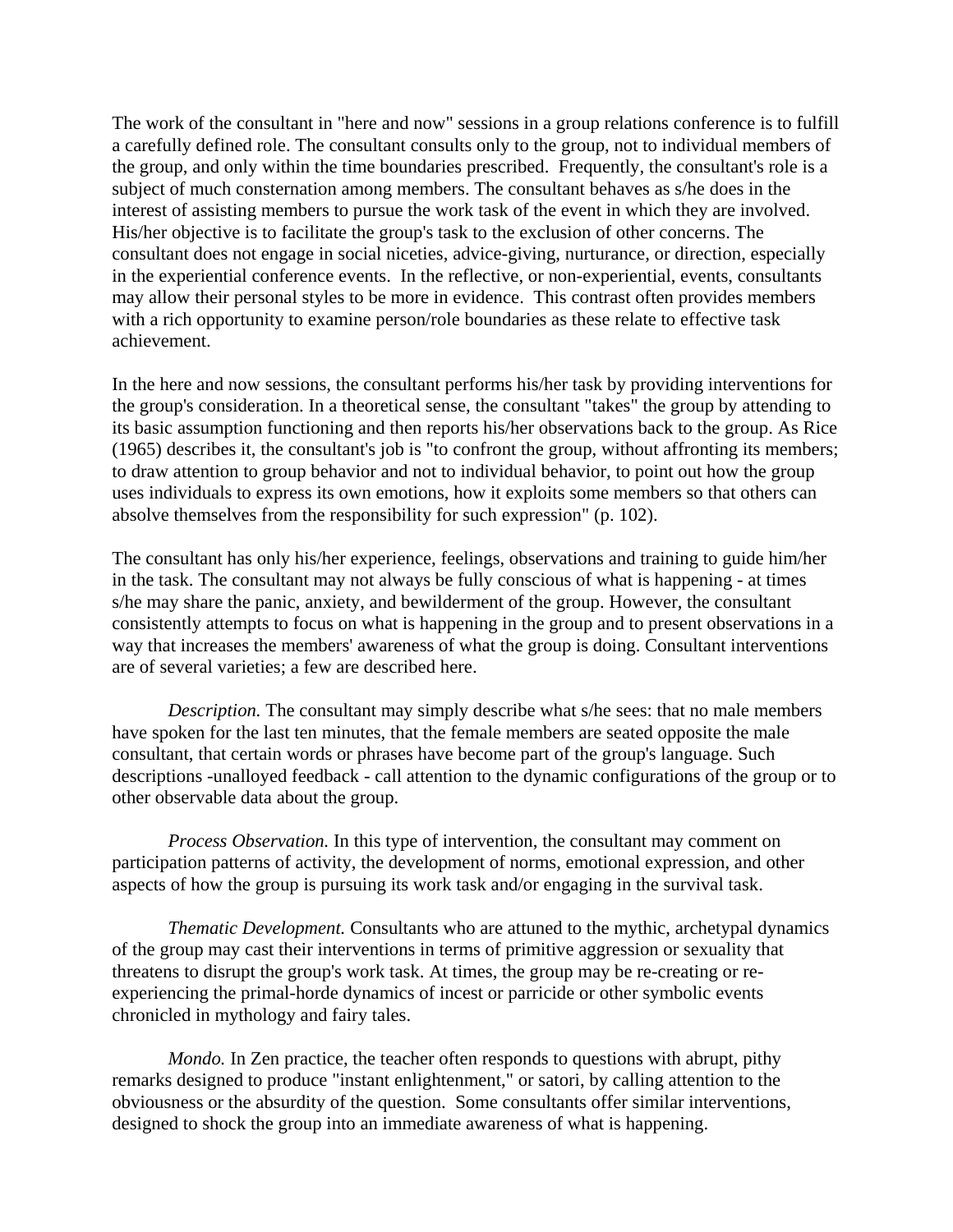The work of the consultant in "here and now" sessions in a group relations conference is to fulfill a carefully defined role. The consultant consults only to the group, not to individual members of the group, and only within the time boundaries prescribed. Frequently, the consultant's role is a subject of much consternation among members. The consultant behaves as s/he does in the interest of assisting members to pursue the work task of the event in which they are involved. His/her objective is to facilitate the group's task to the exclusion of other concerns. The consultant does not engage in social niceties, advice-giving, nurturance, or direction, especially in the experiential conference events. In the reflective, or non-experiential, events, consultants may allow their personal styles to be more in evidence. This contrast often provides members with a rich opportunity to examine person/role boundaries as these relate to effective task achievement.

In the here and now sessions, the consultant performs his/her task by providing interventions for the group's consideration. In a theoretical sense, the consultant "takes" the group by attending to its basic assumption functioning and then reports his/her observations back to the group. As Rice (1965) describes it, the consultant's job is "to confront the group, without affronting its members; to draw attention to group behavior and not to individual behavior, to point out how the group uses individuals to express its own emotions, how it exploits some members so that others can absolve themselves from the responsibility for such expression" (p. 102).

The consultant has only his/her experience, feelings, observations and training to guide him/her in the task. The consultant may not always be fully conscious of what is happening - at times s/he may share the panic, anxiety, and bewilderment of the group. However, the consultant consistently attempts to focus on what is happening in the group and to present observations in a way that increases the members' awareness of what the group is doing. Consultant interventions are of several varieties; a few are described here.

*Description.* The consultant may simply describe what s/he sees: that no male members have spoken for the last ten minutes, that the female members are seated opposite the male consultant, that certain words or phrases have become part of the group's language. Such descriptions -unalloyed feedback - call attention to the dynamic configurations of the group or to other observable data about the group.

*Process Observation.* In this type of intervention, the consultant may comment on participation patterns of activity, the development of norms, emotional expression, and other aspects of how the group is pursuing its work task and/or engaging in the survival task.

*Thematic Development.* Consultants who are attuned to the mythic, archetypal dynamics of the group may cast their interventions in terms of primitive aggression or sexuality that threatens to disrupt the group's work task. At times, the group may be re-creating or re-experiencing the primal-horde dynamics of incest or parricide or other symbolic events chronicled in mythology and fairy tales.

*Mondo.* In Zen practice, the teacher often responds to questions with abrupt, pithy remarks designed to produce "instant enlightenment," or satori, by calling attention to the obviousness or the absurdity of the question. Some consultants offer similar interventions, designed to shock the group into an immediate awareness of what is happening.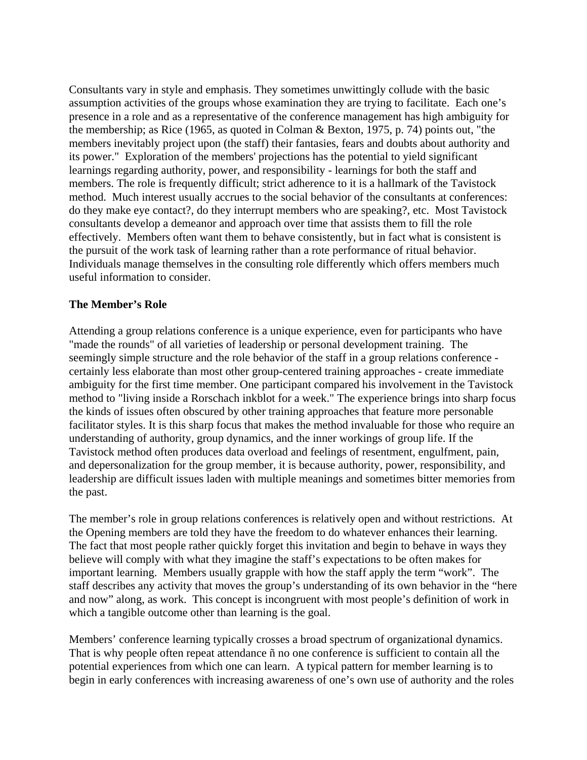Consultants vary in style and emphasis. They sometimes unwittingly collude with the basic assumption activities of the groups whose examination they are trying to facilitate. Each one's presence in a role and as a representative of the conference management has high ambiguity for the membership; as Rice (1965, as quoted in Colman & Bexton, 1975, p. 74) points out, "the members inevitably project upon (the staff) their fantasies, fears and doubts about authority and its power." Exploration of the members' projections has the potential to yield significant learnings regarding authority, power, and responsibility - learnings for both the staff and members. The role is frequently difficult; strict adherence to it is a hallmark of the Tavistock method. Much interest usually accrues to the social behavior of the consultants at conferences: do they make eye contact?, do they interrupt members who are speaking?, etc. Most Tavistock consultants develop a demeanor and approach over time that assists them to fill the role effectively. Members often want them to behave consistently, but in fact what is consistent is the pursuit of the work task of learning rather than a rote performance of ritual behavior. Individuals manage themselves in the consulting role differently which offers members much useful information to consider.

**The Member's Role**

Attending a group relations conference is a unique experience, even for participants who have "made the rounds" of all varieties of leadership or personal development training. The seemingly simple structure and the role behavior of the staff in a group relations conference - certainly less elaborate than most other group-centered training approaches - create immediate ambiguity for the first time member. One participant compared his involvement in the Tavistock method to "living inside a Rorschach inkblot for a week." The experience brings into sharp focus the kinds of issues often obscured by other training approaches that feature more personable facilitator styles. It is this sharp focus that makes the method invaluable for those who require an understanding of authority, group dynamics, and the inner workings of group life. If the Tavistock method often produces data overload and feelings of resentment, engulfment, pain, and depersonalization for the group member, it is because authority, power, responsibility, and leadership are difficult issues laden with multiple meanings and sometimes bitter memories from the past.

The member's role in group relations conferences is relatively open and without restrictions. At the Opening members are told they have the freedom to do whatever enhances their learning. The fact that most people rather quickly forget this invitation and begin to behave in ways they believe will comply with what they imagine the staff's expectations to be often makes for important learning. Members usually grapple with how the staff apply the term "work". The staff describes any activity that moves the group's understanding of its own behavior in the "here and now" along, as work. This concept is incongruent with most people's definition of work in which a tangible outcome other than learning is the goal.

Members' conference learning typically crosses a broad spectrum of organizational dynamics. That is why people often repeat attendance ñ no one conference is sufficient to contain all the potential experiences from which one can learn. A typical pattern for member learning is to begin in early conferences with increasing awareness of one's own use of authority and the roles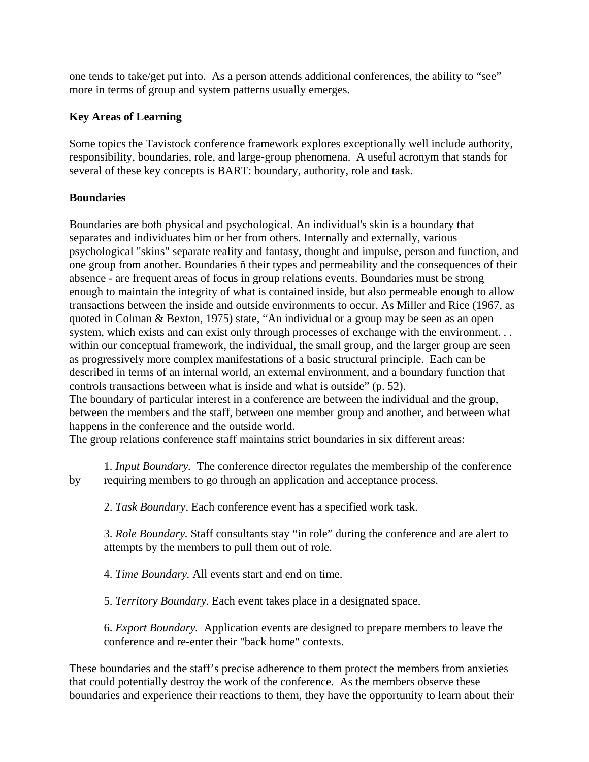one tends to take/get put into. As a person attends additional conferences, the ability to "see" more in terms of group and system patterns usually emerges.

**Key Areas of Learning**

Some topics the Tavistock conference framework explores exceptionally well include authority, responsibility, boundaries, role, and large-group phenomena. A useful acronym that stands for several of these key concepts is BART: boundary, authority, role and task.

**Boundaries**

Boundaries are both physical and psychological. An individual's skin is a boundary that separates and individuates him or her from others. Internally and externally, various psychological "skins" separate reality and fantasy, thought and impulse, person and function, and one group from another. Boundaries ñ their types and permeability and the consequences of their absence - are frequent areas of focus in group relations events. Boundaries must be strong enough to maintain the integrity of what is contained inside, but also permeable enough to allow transactions between the inside and outside environments to occur. As Miller and Rice (1967, as quoted in Colman & Bexton, 1975) state, "An individual or a group may be seen as an open system, which exists and can exist only through processes of exchange with the environment. . . within our conceptual framework, the individual, the small group, and the larger group are seen as progressively more complex manifestations of a basic structural principle. Each can be described in terms of an internal world, an external environment, and a boundary function that controls transactions between what is inside and what is outside" (p. 52).
The boundary of particular interest in a conference are between the individual and the group, between the members and the staff, between one member group and another, and between what happens in the conference and the outside world.
The group relations conference staff maintains strict boundaries in six different areas:

1. *Input Boundary.* The conference director regulates the membership of the conference by requiring members to go through an application and acceptance process.

2. *Task Boundary*. Each conference event has a specified work task.

3. *Role Boundary.* Staff consultants stay "in role" during the conference and are alert to attempts by the members to pull them out of role.

4. *Time Boundary.* All events start and end on time.

5. *Territory Boundary.* Each event takes place in a designated space.

6. *Export Boundary.* Application events are designed to prepare members to leave the conference and re-enter their "back home" contexts.

These boundaries and the staff's precise adherence to them protect the members from anxieties that could potentially destroy the work of the conference. As the members observe these boundaries and experience their reactions to them, they have the opportunity to learn about their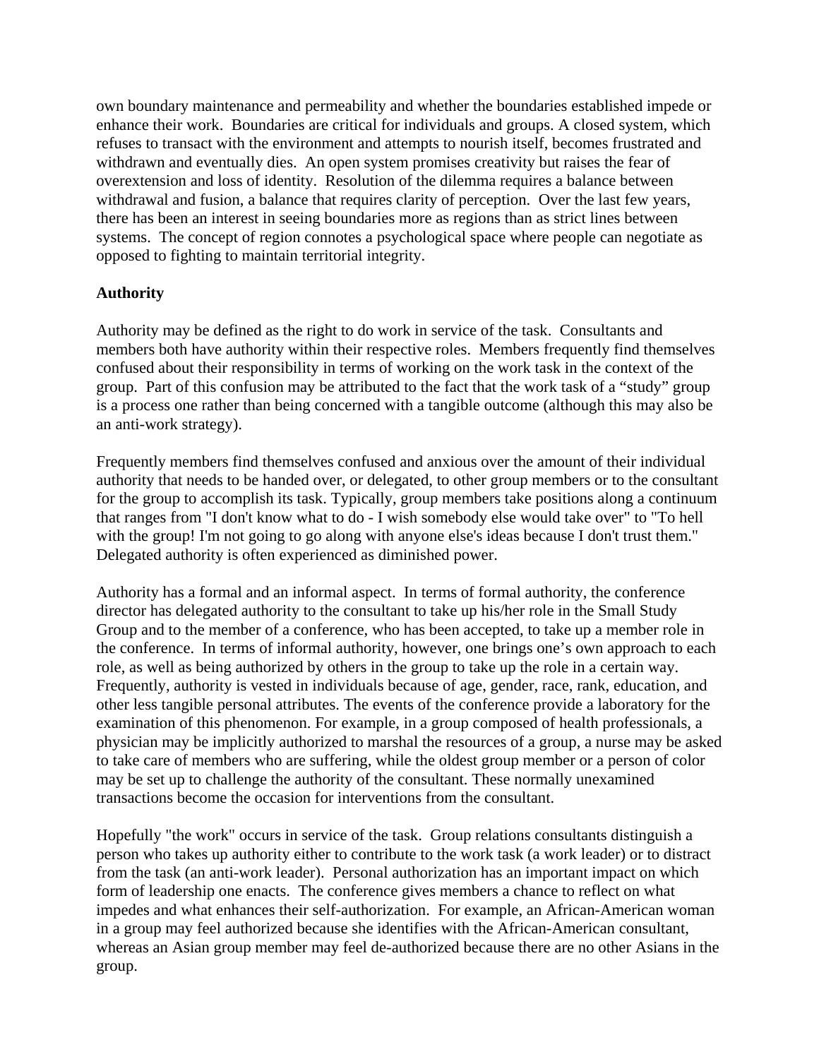own boundary maintenance and permeability and whether the boundaries established impede or enhance their work. Boundaries are critical for individuals and groups. A closed system, which refuses to transact with the environment and attempts to nourish itself, becomes frustrated and withdrawn and eventually dies. An open system promises creativity but raises the fear of overextension and loss of identity. Resolution of the dilemma requires a balance between withdrawal and fusion, a balance that requires clarity of perception. Over the last few years, there has been an interest in seeing boundaries more as regions than as strict lines between systems. The concept of region connotes a psychological space where people can negotiate as opposed to fighting to maintain territorial integrity.

**Authority**

Authority may be defined as the right to do work in service of the task. Consultants and members both have authority within their respective roles. Members frequently find themselves confused about their responsibility in terms of working on the work task in the context of the group. Part of this confusion may be attributed to the fact that the work task of a "study" group is a process one rather than being concerned with a tangible outcome (although this may also be an anti-work strategy).

Frequently members find themselves confused and anxious over the amount of their individual authority that needs to be handed over, or delegated, to other group members or to the consultant for the group to accomplish its task. Typically, group members take positions along a continuum that ranges from "I don't know what to do - I wish somebody else would take over" to "To hell with the group! I'm not going to go along with anyone else's ideas because I don't trust them." Delegated authority is often experienced as diminished power.

Authority has a formal and an informal aspect. In terms of formal authority, the conference director has delegated authority to the consultant to take up his/her role in the Small Study Group and to the member of a conference, who has been accepted, to take up a member role in the conference. In terms of informal authority, however, one brings one's own approach to each role, as well as being authorized by others in the group to take up the role in a certain way. Frequently, authority is vested in individuals because of age, gender, race, rank, education, and other less tangible personal attributes. The events of the conference provide a laboratory for the examination of this phenomenon. For example, in a group composed of health professionals, a physician may be implicitly authorized to marshal the resources of a group, a nurse may be asked to take care of members who are suffering, while the oldest group member or a person of color may be set up to challenge the authority of the consultant. These normally unexamined transactions become the occasion for interventions from the consultant.

Hopefully "the work" occurs in service of the task. Group relations consultants distinguish a person who takes up authority either to contribute to the work task (a work leader) or to distract from the task (an anti-work leader). Personal authorization has an important impact on which form of leadership one enacts. The conference gives members a chance to reflect on what impedes and what enhances their self-authorization. For example, an African-American woman in a group may feel authorized because she identifies with the African-American consultant, whereas an Asian group member may feel de-authorized because there are no other Asians in the group.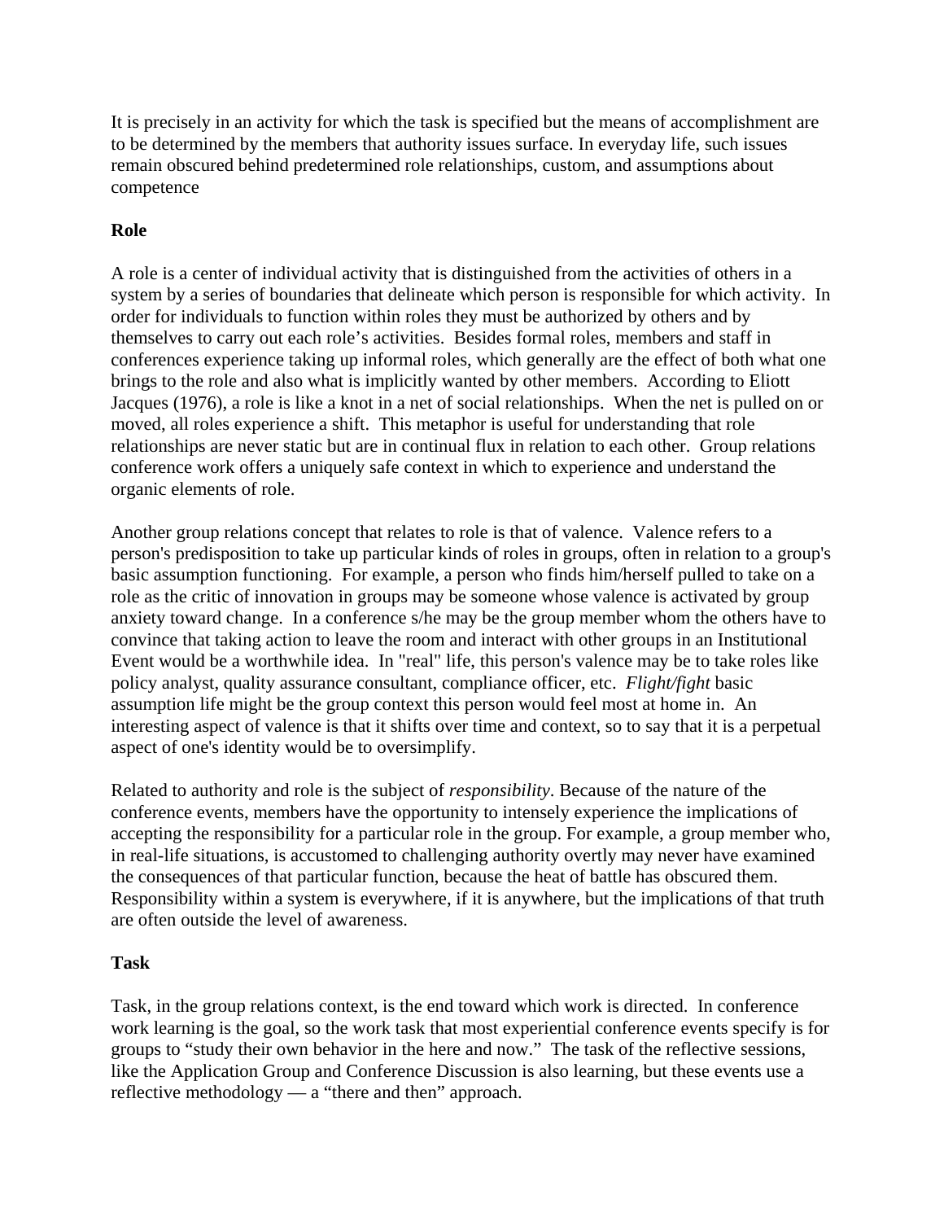It is precisely in an activity for which the task is specified but the means of accomplishment are to be determined by the members that authority issues surface. In everyday life, such issues remain obscured behind predetermined role relationships, custom, and assumptions about competence

**Role**

A role is a center of individual activity that is distinguished from the activities of others in a system by a series of boundaries that delineate which person is responsible for which activity. In order for individuals to function within roles they must be authorized by others and by themselves to carry out each role's activities. Besides formal roles, members and staff in conferences experience taking up informal roles, which generally are the effect of both what one brings to the role and also what is implicitly wanted by other members. According to Eliott Jacques (1976), a role is like a knot in a net of social relationships. When the net is pulled on or moved, all roles experience a shift. This metaphor is useful for understanding that role relationships are never static but are in continual flux in relation to each other. Group relations conference work offers a uniquely safe context in which to experience and understand the organic elements of role.

Another group relations concept that relates to role is that of valence. Valence refers to a person's predisposition to take up particular kinds of roles in groups, often in relation to a group's basic assumption functioning. For example, a person who finds him/herself pulled to take on a role as the critic of innovation in groups may be someone whose valence is activated by group anxiety toward change. In a conference s/he may be the group member whom the others have to convince that taking action to leave the room and interact with other groups in an Institutional Event would be a worthwhile idea. In "real" life, this person's valence may be to take roles like policy analyst, quality assurance consultant, compliance officer, etc. *Flight/fight* basic assumption life might be the group context this person would feel most at home in. An interesting aspect of valence is that it shifts over time and context, so to say that it is a perpetual aspect of one's identity would be to oversimplify.

Related to authority and role is the subject of *responsibility*. Because of the nature of the conference events, members have the opportunity to intensely experience the implications of accepting the responsibility for a particular role in the group. For example, a group member who, in real-life situations, is accustomed to challenging authority overtly may never have examined the consequences of that particular function, because the heat of battle has obscured them. Responsibility within a system is everywhere, if it is anywhere, but the implications of that truth are often outside the level of awareness.

**Task**

Task, in the group relations context, is the end toward which work is directed. In conference work learning is the goal, so the work task that most experiential conference events specify is for groups to "study their own behavior in the here and now." The task of the reflective sessions, like the Application Group and Conference Discussion is also learning, but these events use a reflective methodology — a "there and then" approach.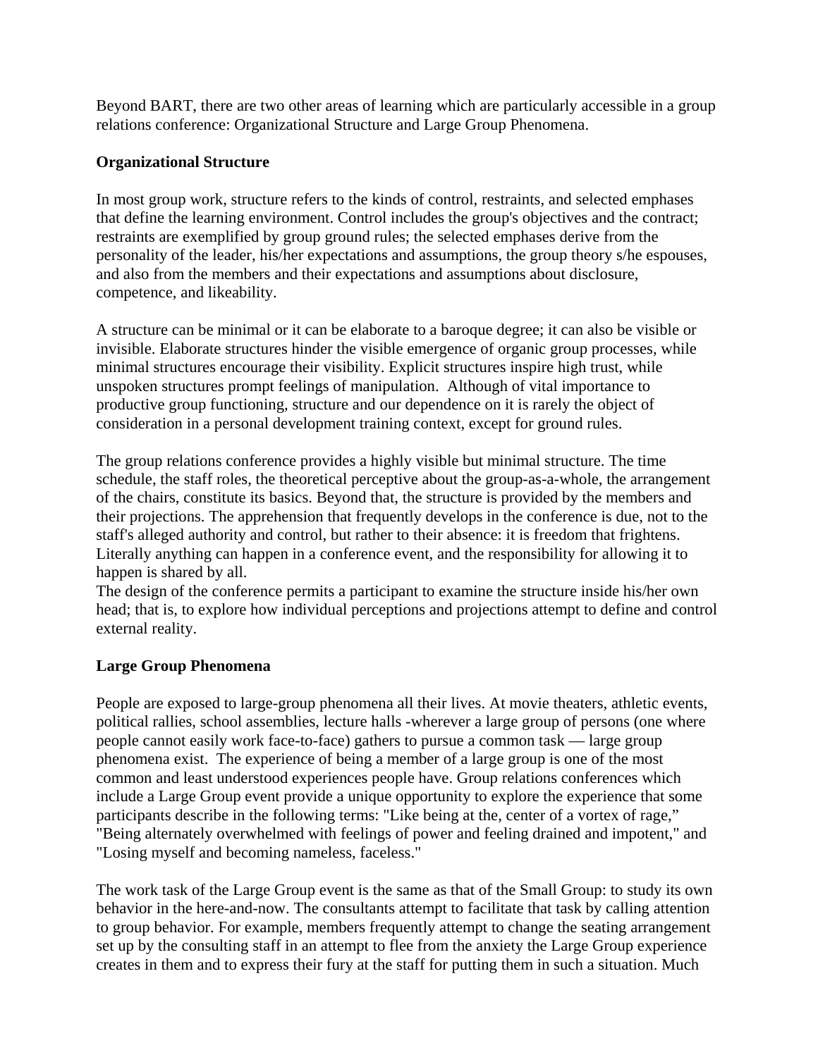Beyond BART, there are two other areas of learning which are particularly accessible in a group relations conference: Organizational Structure and Large Group Phenomena.

**Organizational Structure**

In most group work, structure refers to the kinds of control, restraints, and selected emphases that define the learning environment. Control includes the group's objectives and the contract; restraints are exemplified by group ground rules; the selected emphases derive from the personality of the leader, his/her expectations and assumptions, the group theory s/he espouses, and also from the members and their expectations and assumptions about disclosure, competence, and likeability.

A structure can be minimal or it can be elaborate to a baroque degree; it can also be visible or invisible. Elaborate structures hinder the visible emergence of organic group processes, while minimal structures encourage their visibility. Explicit structures inspire high trust, while unspoken structures prompt feelings of manipulation. Although of vital importance to productive group functioning, structure and our dependence on it is rarely the object of consideration in a personal development training context, except for ground rules.

The group relations conference provides a highly visible but minimal structure. The time schedule, the staff roles, the theoretical perceptive about the group-as-a-whole, the arrangement of the chairs, constitute its basics. Beyond that, the structure is provided by the members and their projections. The apprehension that frequently develops in the conference is due, not to the staff's alleged authority and control, but rather to their absence: it is freedom that frightens. Literally anything can happen in a conference event, and the responsibility for allowing it to happen is shared by all.
The design of the conference permits a participant to examine the structure inside his/her own head; that is, to explore how individual perceptions and projections attempt to define and control external reality.

**Large Group Phenomena**

People are exposed to large-group phenomena all their lives. At movie theaters, athletic events, political rallies, school assemblies, lecture halls -wherever a large group of persons (one where people cannot easily work face-to-face) gathers to pursue a common task — large group phenomena exist. The experience of being a member of a large group is one of the most common and least understood experiences people have. Group relations conferences which include a Large Group event provide a unique opportunity to explore the experience that some participants describe in the following terms: "Like being at the, center of a vortex of rage," "Being alternately overwhelmed with feelings of power and feeling drained and impotent," and "Losing myself and becoming nameless, faceless."

The work task of the Large Group event is the same as that of the Small Group: to study its own behavior in the here-and-now. The consultants attempt to facilitate that task by calling attention to group behavior. For example, members frequently attempt to change the seating arrangement set up by the consulting staff in an attempt to flee from the anxiety the Large Group experience creates in them and to express their fury at the staff for putting them in such a situation. Much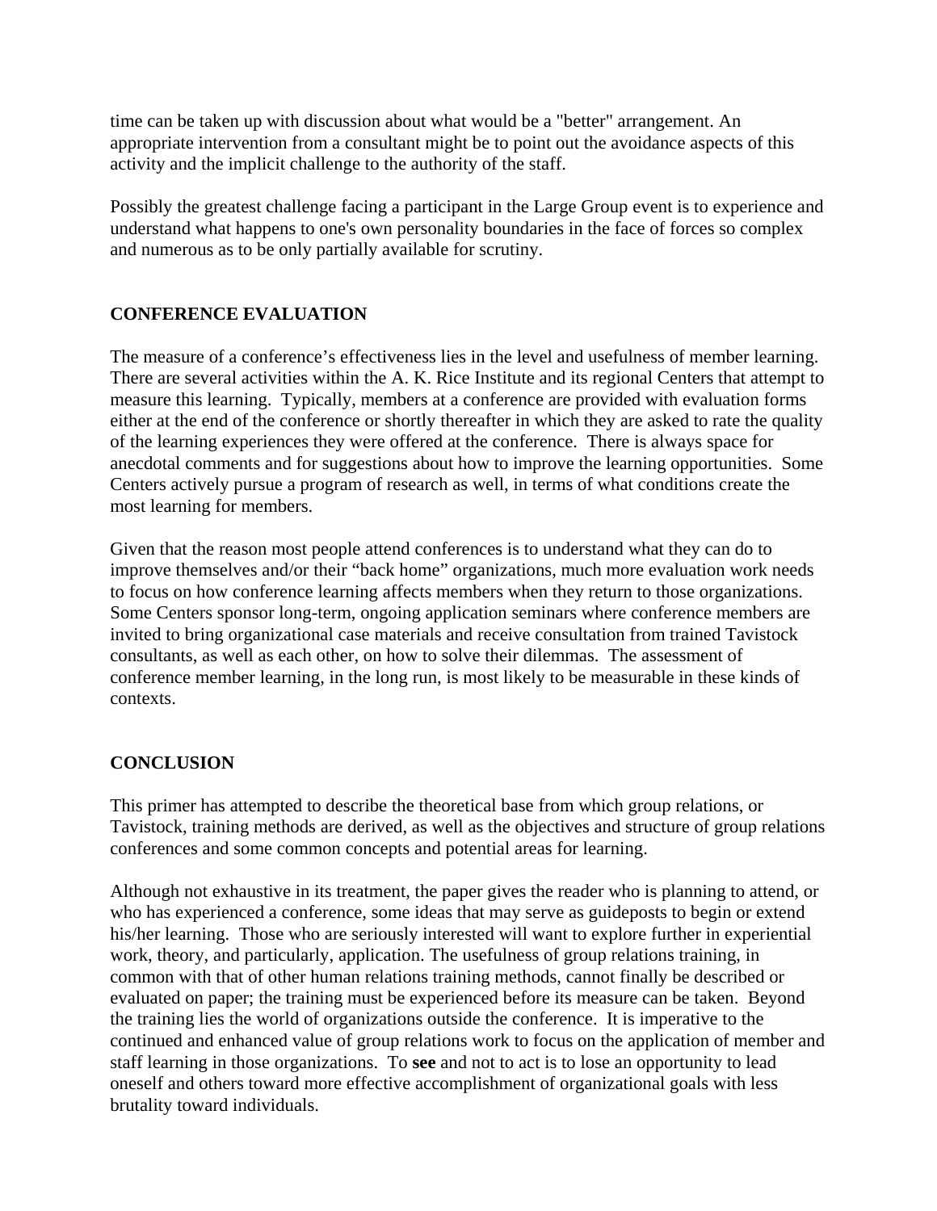time can be taken up with discussion about what would be a "better" arrangement. An appropriate intervention from a consultant might be to point out the avoidance aspects of this activity and the implicit challenge to the authority of the staff.

Possibly the greatest challenge facing a participant in the Large Group event is to experience and understand what happens to one's own personality boundaries in the face of forces so complex and numerous as to be only partially available for scrutiny.

## CONFERENCE EVALUATION

The measure of a conference's effectiveness lies in the level and usefulness of member learning. There are several activities within the A. K. Rice Institute and its regional Centers that attempt to measure this learning. Typically, members at a conference are provided with evaluation forms either at the end of the conference or shortly thereafter in which they are asked to rate the quality of the learning experiences they were offered at the conference. There is always space for anecdotal comments and for suggestions about how to improve the learning opportunities. Some Centers actively pursue a program of research as well, in terms of what conditions create the most learning for members.

Given that the reason most people attend conferences is to understand what they can do to improve themselves and/or their "back home" organizations, much more evaluation work needs to focus on how conference learning affects members when they return to those organizations. Some Centers sponsor long-term, ongoing application seminars where conference members are invited to bring organizational case materials and receive consultation from trained Tavistock consultants, as well as each other, on how to solve their dilemmas. The assessment of conference member learning, in the long run, is most likely to be measurable in these kinds of contexts.

## CONCLUSION

This primer has attempted to describe the theoretical base from which group relations, or Tavistock, training methods are derived, as well as the objectives and structure of group relations conferences and some common concepts and potential areas for learning.

Although not exhaustive in its treatment, the paper gives the reader who is planning to attend, or who has experienced a conference, some ideas that may serve as guideposts to begin or extend his/her learning. Those who are seriously interested will want to explore further in experiential work, theory, and particularly, application. The usefulness of group relations training, in common with that of other human relations training methods, cannot finally be described or evaluated on paper; the training must be experienced before its measure can be taken. Beyond the training lies the world of organizations outside the conference. It is imperative to the continued and enhanced value of group relations work to focus on the application of member and staff learning in those organizations. To **see** and not to act is to lose an opportunity to lead oneself and others toward more effective accomplishment of organizational goals with less brutality toward individuals.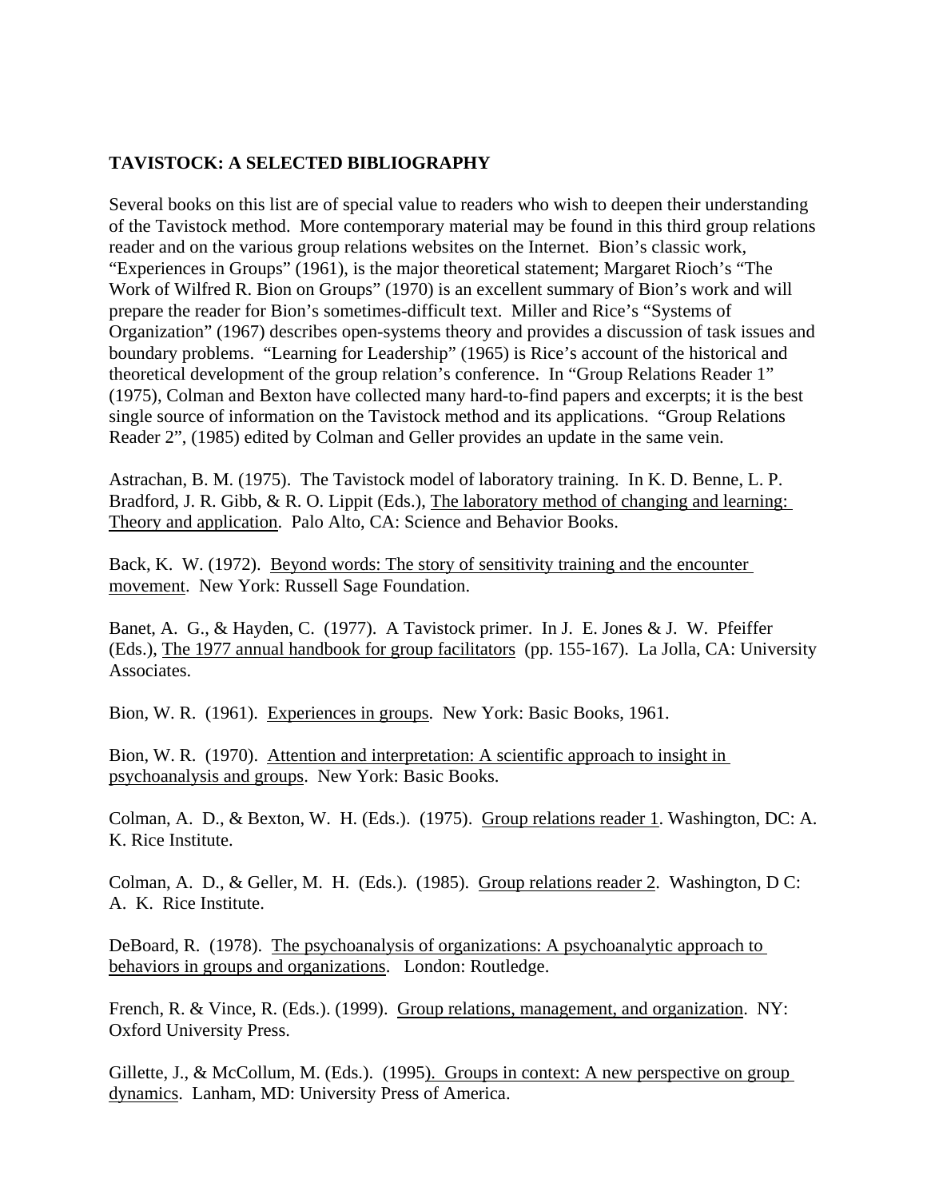**TAVISTOCK: A SELECTED BIBLIOGRAPHY**

Several books on this list are of special value to readers who wish to deepen their understanding of the Tavistock method. More contemporary material may be found in this third group relations reader and on the various group relations websites on the Internet. Bion's classic work, "Experiences in Groups" (1961), is the major theoretical statement; Margaret Rioch's "The Work of Wilfred R. Bion on Groups" (1970) is an excellent summary of Bion's work and will prepare the reader for Bion's sometimes-difficult text. Miller and Rice's "Systems of Organization" (1967) describes open-systems theory and provides a discussion of task issues and boundary problems. "Learning for Leadership" (1965) is Rice's account of the historical and theoretical development of the group relation's conference. In "Group Relations Reader 1" (1975), Colman and Bexton have collected many hard-to-find papers and excerpts; it is the best single source of information on the Tavistock method and its applications. "Group Relations Reader 2", (1985) edited by Colman and Geller provides an update in the same vein.

Astrachan, B. M. (1975). The Tavistock model of laboratory training. In K. D. Benne, L. P. Bradford, J. R. Gibb, & R. O. Lippit (Eds.), The laboratory method of changing and learning: Theory and application. Palo Alto, CA: Science and Behavior Books.

Back, K. W. (1972). Beyond words: The story of sensitivity training and the encounter movement. New York: Russell Sage Foundation.

Banet, A. G., & Hayden, C. (1977). A Tavistock primer. In J. E. Jones & J. W. Pfeiffer (Eds.), The 1977 annual handbook for group facilitators (pp. 155-167). La Jolla, CA: University Associates.

Bion, W. R. (1961). Experiences in groups. New York: Basic Books, 1961.

Bion, W. R. (1970). Attention and interpretation: A scientific approach to insight in psychoanalysis and groups. New York: Basic Books.

Colman, A. D., & Bexton, W. H. (Eds.). (1975). Group relations reader 1. Washington, DC: A. K. Rice Institute.

Colman, A. D., & Geller, M. H. (Eds.). (1985). Group relations reader 2. Washington, D C: A. K. Rice Institute.

DeBoard, R. (1978). The psychoanalysis of organizations: A psychoanalytic approach to behaviors in groups and organizations. London: Routledge.

French, R. & Vince, R. (Eds.). (1999). Group relations, management, and organization. NY: Oxford University Press.

Gillette, J., & McCollum, M. (Eds.). (1995). Groups in context: A new perspective on group dynamics. Lanham, MD: University Press of America.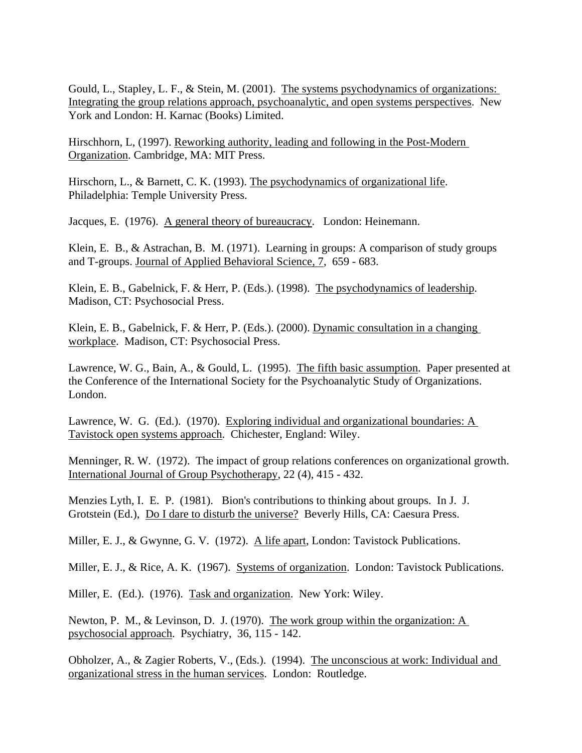Gould, L., Stapley, L. F., & Stein, M. (2001). The systems psychodynamics of organizations: Integrating the group relations approach, psychoanalytic, and open systems perspectives. New York and London: H. Karnac (Books) Limited.

Hirschhorn, L, (1997). Reworking authority, leading and following in the Post-Modern Organization. Cambridge, MA: MIT Press.

Hirschorn, L., & Barnett, C. K. (1993). The psychodynamics of organizational life. Philadelphia: Temple University Press.

Jacques, E. (1976). A general theory of bureaucracy. London: Heinemann.

Klein, E. B., & Astrachan, B. M. (1971). Learning in groups: A comparison of study groups and T-groups. Journal of Applied Behavioral Science, 7, 659 - 683.

Klein, E. B., Gabelnick, F. & Herr, P. (Eds.). (1998). The psychodynamics of leadership. Madison, CT: Psychosocial Press.

Klein, E. B., Gabelnick, F. & Herr, P. (Eds.). (2000). Dynamic consultation in a changing workplace. Madison, CT: Psychosocial Press.

Lawrence, W. G., Bain, A., & Gould, L. (1995). The fifth basic assumption. Paper presented at the Conference of the International Society for the Psychoanalytic Study of Organizations. London.

Lawrence, W. G. (Ed.). (1970). Exploring individual and organizational boundaries: A Tavistock open systems approach. Chichester, England: Wiley.

Menninger, R. W. (1972). The impact of group relations conferences on organizational growth. International Journal of Group Psychotherapy, 22 (4), 415 - 432.

Menzies Lyth, I. E. P. (1981). Bion's contributions to thinking about groups. In J. J. Grotstein (Ed.), Do I dare to disturb the universe? Beverly Hills, CA: Caesura Press.

Miller, E. J., & Gwynne, G. V. (1972). A life apart, London: Tavistock Publications.

Miller, E. J., & Rice, A. K. (1967). Systems of organization. London: Tavistock Publications.

Miller, E. (Ed.). (1976). Task and organization. New York: Wiley.

Newton, P. M., & Levinson, D. J. (1970). The work group within the organization: A psychosocial approach. Psychiatry, 36, 115 - 142.

Obholzer, A., & Zagier Roberts, V., (Eds.). (1994). The unconscious at work: Individual and organizational stress in the human services. London: Routledge.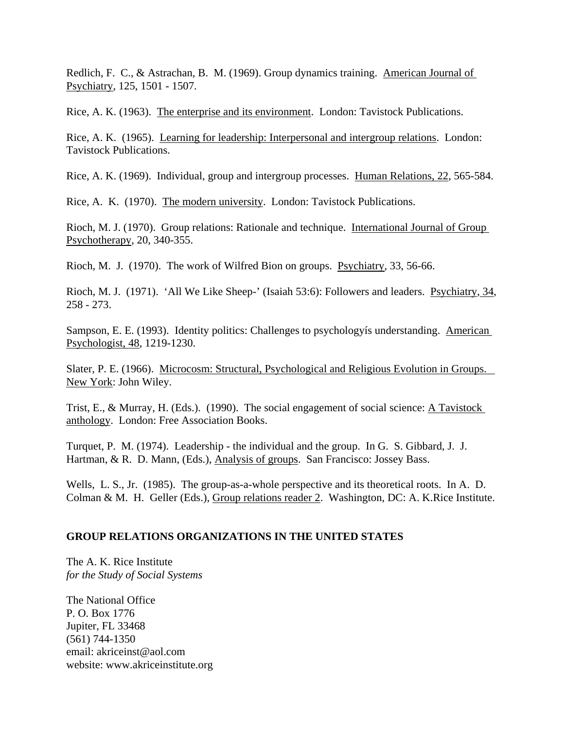Redlich, F. C., & Astrachan, B. M. (1969). Group dynamics training. American Journal of Psychiatry, 125, 1501 - 1507.

Rice, A. K. (1963). The enterprise and its environment. London: Tavistock Publications.

Rice, A. K. (1965). Learning for leadership: Interpersonal and intergroup relations. London: Tavistock Publications.

Rice, A. K. (1969). Individual, group and intergroup processes. Human Relations, 22, 565-584.

Rice, A. K. (1970). The modern university. London: Tavistock Publications.

Rioch, M. J. (1970). Group relations: Rationale and technique. International Journal of Group Psychotherapy, 20, 340-355.

Rioch, M. J. (1970). The work of Wilfred Bion on groups. Psychiatry, 33, 56-66.

Rioch, M. J. (1971). 'All We Like Sheep-' (Isaiah 53:6): Followers and leaders. Psychiatry, 34, 258 - 273.

Sampson, E. E. (1993). Identity politics: Challenges to psychologyís understanding. American Psychologist, 48, 1219-1230.

Slater, P. E. (1966). Microcosm: Structural, Psychological and Religious Evolution in Groups. New York: John Wiley.

Trist, E., & Murray, H. (Eds.). (1990). The social engagement of social science: A Tavistock anthology. London: Free Association Books.

Turquet, P. M. (1974). Leadership - the individual and the group. In G. S. Gibbard, J. J. Hartman, & R. D. Mann, (Eds.), Analysis of groups. San Francisco: Jossey Bass.

Wells, L. S., Jr. (1985). The group-as-a-whole perspective and its theoretical roots. In A. D. Colman & M. H. Geller (Eds.), Group relations reader 2. Washington, DC: A. K.Rice Institute.

**GROUP RELATIONS ORGANIZATIONS IN THE UNITED STATES**

The A. K. Rice Institute
*for the Study of Social Systems*

The National Office
P. O. Box 1776
Jupiter, FL 33468
(561) 744-1350
email: akriceinst@aol.com
website: www.akriceinstitute.org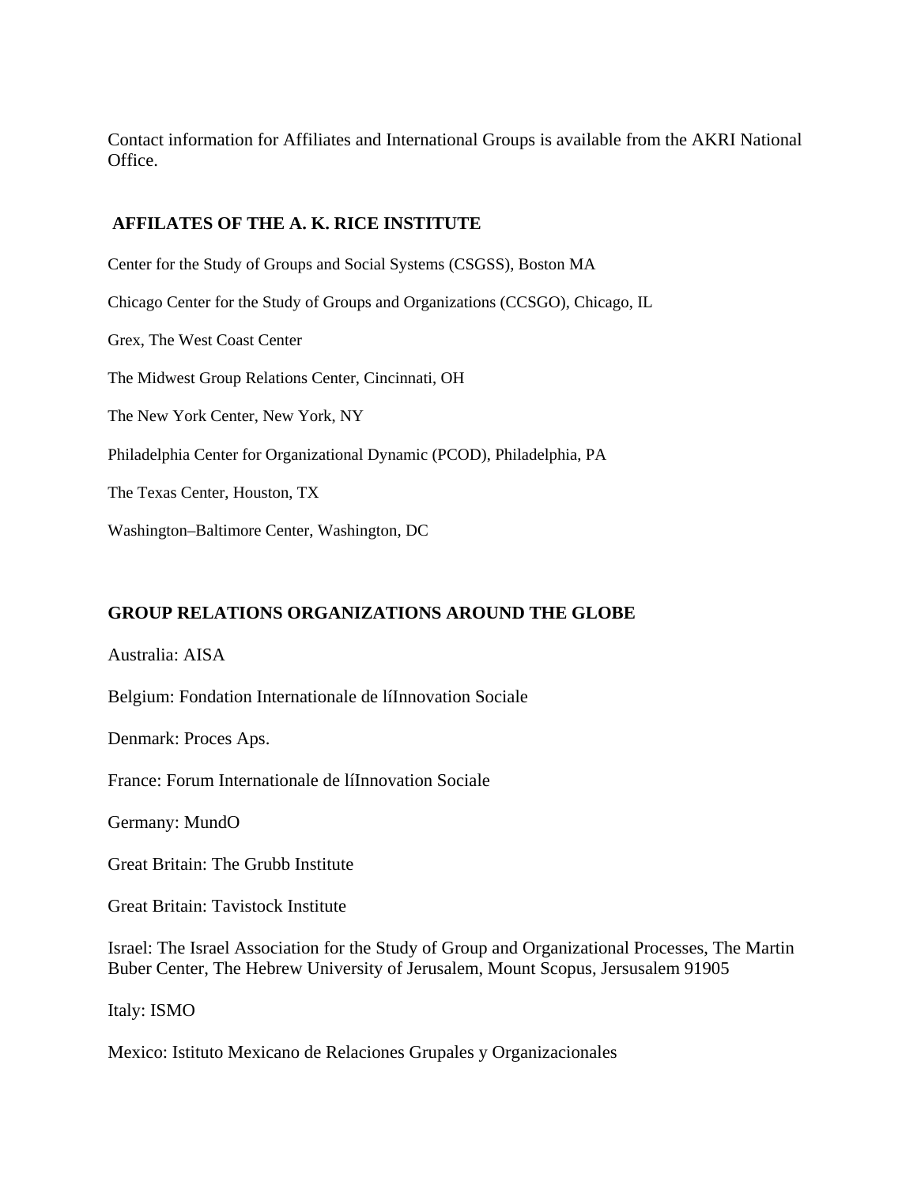Contact information for Affiliates and International Groups is available from the AKRI National Office.

## AFFILATES OF THE A. K. RICE INSTITUTE

Center for the Study of Groups and Social Systems (CSGSS), Boston MA

Chicago Center for the Study of Groups and Organizations (CCSGO), Chicago, IL

Grex, The West Coast Center

The Midwest Group Relations Center, Cincinnati, OH

The New York Center, New York, NY

Philadelphia Center for Organizational Dynamic (PCOD), Philadelphia, PA

The Texas Center, Houston, TX

Washington–Baltimore Center, Washington, DC

## GROUP RELATIONS ORGANIZATIONS AROUND THE GLOBE

Australia: AISA

Belgium: Fondation Internationale de líInnovation Sociale

Denmark: Proces Aps.

France: Forum Internationale de líInnovation Sociale

Germany: MundO

Great Britain: The Grubb Institute

Great Britain: Tavistock Institute

Israel: The Israel Association for the Study of Group and Organizational Processes, The Martin Buber Center, The Hebrew University of Jerusalem, Mount Scopus, Jersusalem 91905

Italy: ISMO

Mexico: Istituto Mexicano de Relaciones Grupales y Organizacionales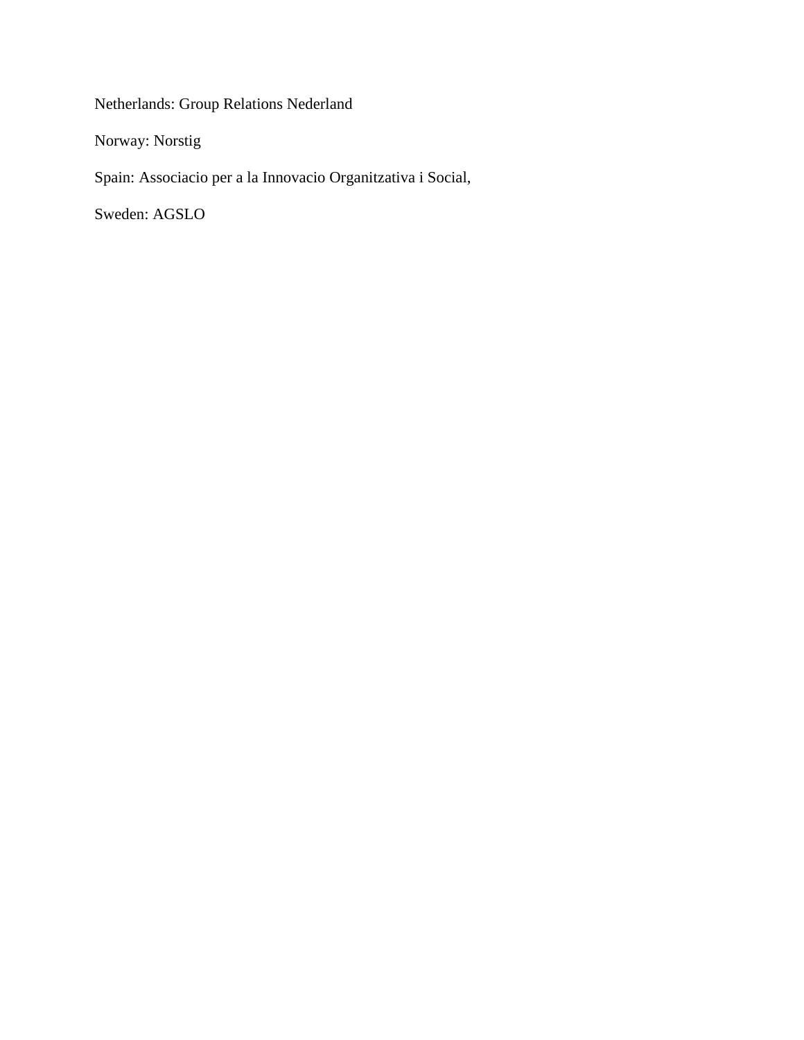Netherlands: Group Relations Nederland

Norway: Norstig

Spain: Associacio per a la Innovacio Organitzativa i Social,

Sweden: AGSLO